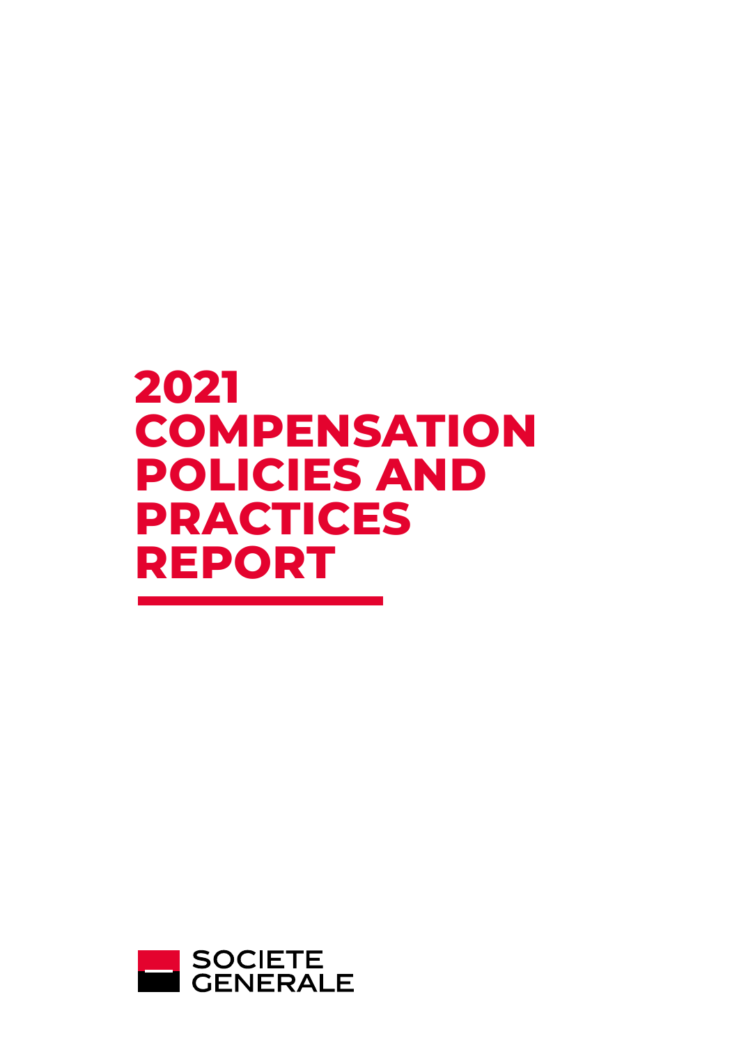# 2021 COMPENSATION POLICIES AND PRACTICES REPORT

SOCIETE GENERALE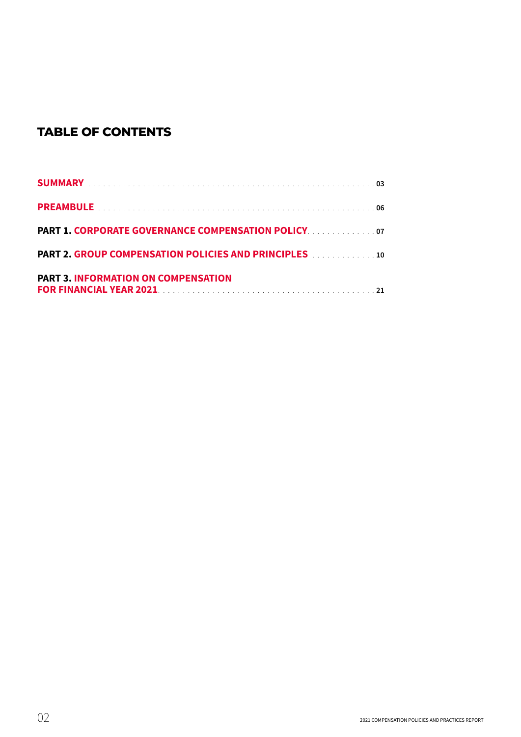# TABLE OF CONTENTS

**SUMMARY** . . . . . . . . . . 03

**PREAMBULE** . . . . . . . . . . 06

**PART 1. CORPORATE GOVERNANCE COMPENSATION POLICY** . . . . . . . . . . 07

**PART 2. GROUP COMPENSATION POLICIES AND PRINCIPLES** . . . . . . . . . . 10

**PART 3. INFORMATION ON COMPENSATION FOR FINANCIAL YEAR 2021** . . . . . . . . . . 21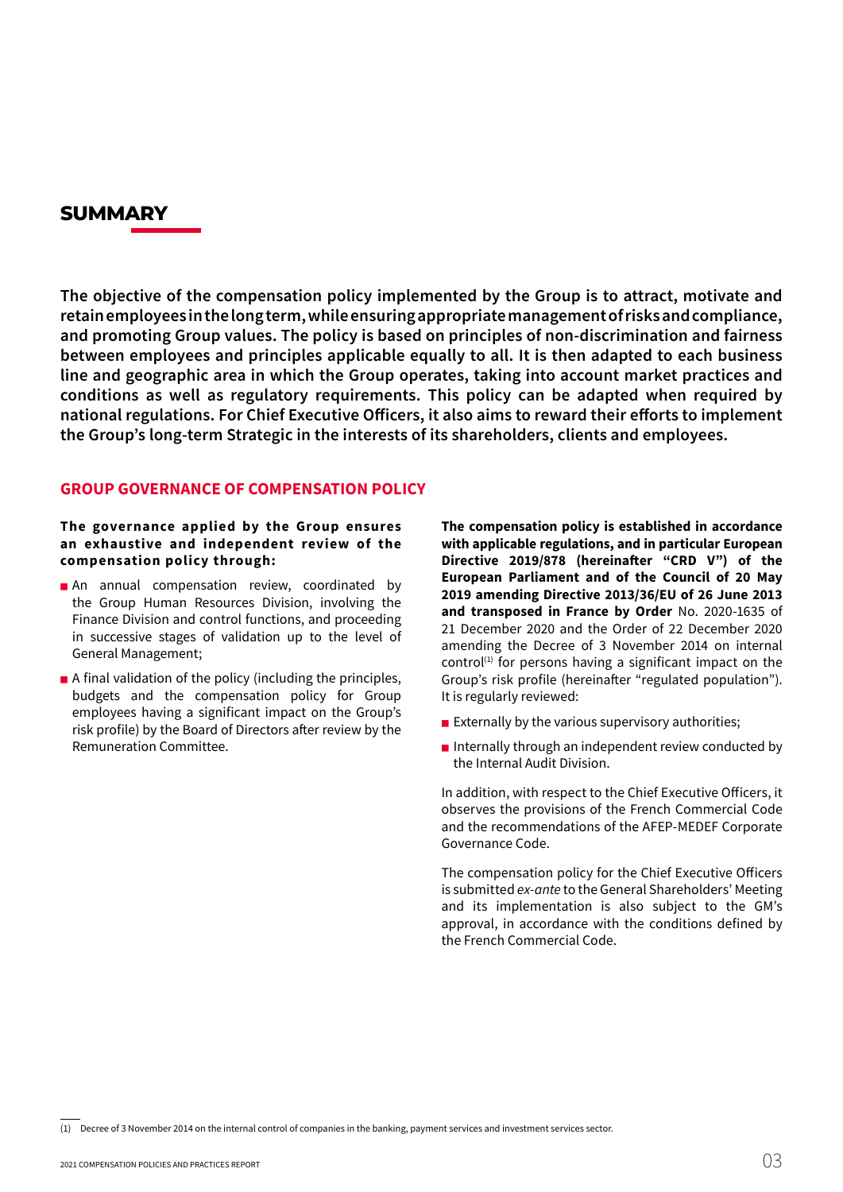# SUMMARY

**The objective of the compensation policy implemented by the Group is to attract, motivate and retain employees in the long term, while ensuring appropriate management of risks and compliance, and promoting Group values. The policy is based on principles of non-discrimination and fairness between employees and principles applicable equally to all. It is then adapted to each business line and geographic area in which the Group operates, taking into account market practices and conditions as well as regulatory requirements. This policy can be adapted when required by national regulations. For Chief Executive Officers, it also aims to reward their efforts to implement the Group's long-term Strategic in the interests of its shareholders, clients and employees.**

## GROUP GOVERNANCE OF COMPENSATION POLICY

**The governance applied by the Group ensures an exhaustive and independent review of the compensation policy through:**

- An annual compensation review, coordinated by the Group Human Resources Division, involving the Finance Division and control functions, and proceeding in successive stages of validation up to the level of General Management;
- A final validation of the policy (including the principles, budgets and the compensation policy for Group employees having a significant impact on the Group's risk profile) by the Board of Directors after review by the Remuneration Committee.

**The compensation policy is established in accordance with applicable regulations, and in particular European Directive 2019/878 (hereinafter "CRD V") of the European Parliament and of the Council of 20 May 2019 amending Directive 2013/36/EU of 26 June 2013 and transposed in France by Order** No. 2020-1635 of 21 December 2020 and the Order of 22 December 2020 amending the Decree of 3 November 2014 on internal control[1] for persons having a significant impact on the Group's risk profile (hereinafter "regulated population"). It is regularly reviewed:

- Externally by the various supervisory authorities;
- Internally through an independent review conducted by the Internal Audit Division.

In addition, with respect to the Chief Executive Officers, it observes the provisions of the French Commercial Code and the recommendations of the AFEP-MEDEF Corporate Governance Code.

The compensation policy for the Chief Executive Officers is submitted *ex-ante* to the General Shareholders' Meeting and its implementation is also subject to the GM's approval, in accordance with the conditions defined by the French Commercial Code.

(1) Decree of 3 November 2014 on the internal control of companies in the banking, payment services and investment services sector.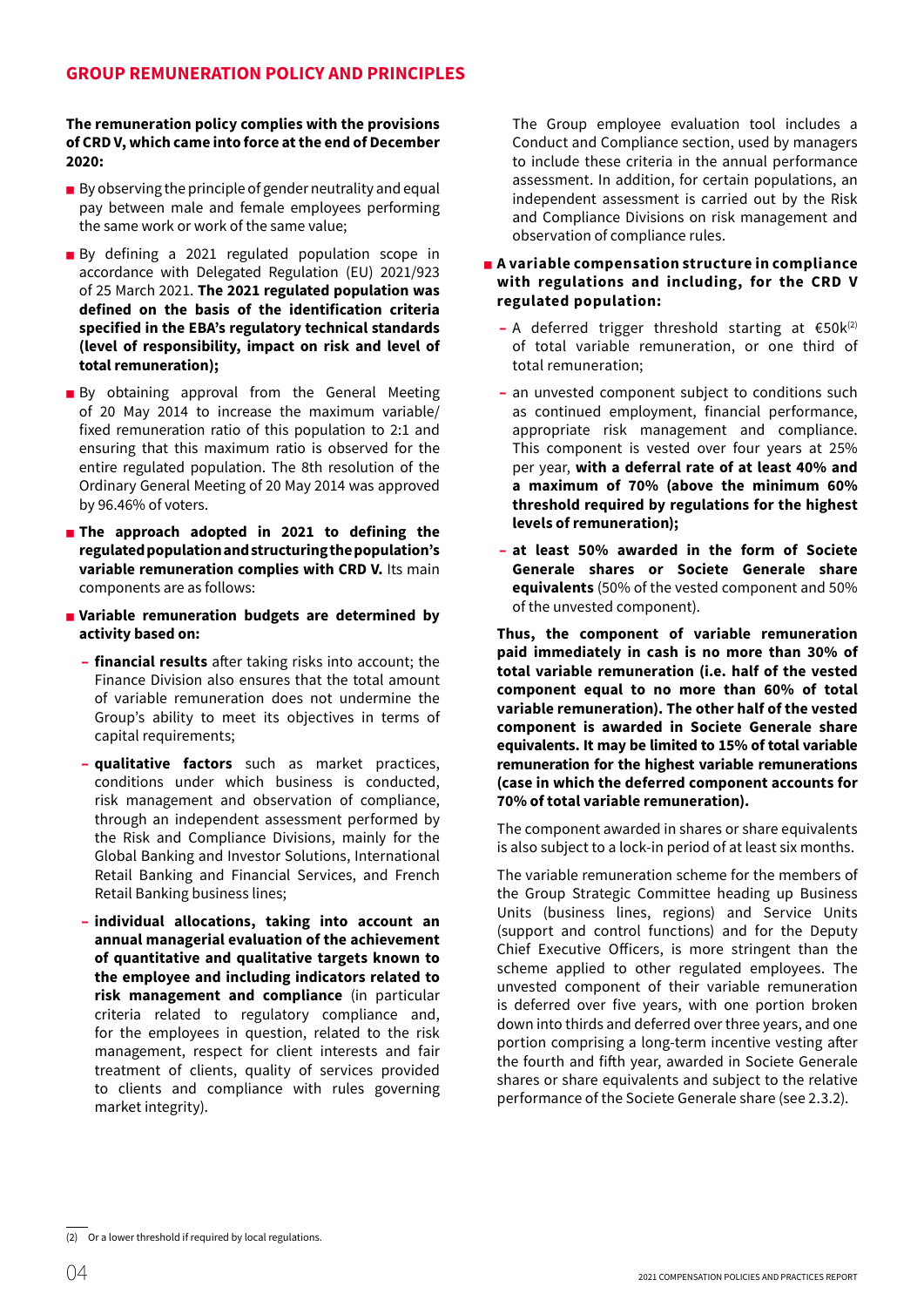## GROUP REMUNERATION POLICY AND PRINCIPLES

**The remuneration policy complies with the provisions of CRD V, which came into force at the end of December 2020:**

- By observing the principle of gender neutrality and equal pay between male and female employees performing the same work or work of the same value;
- By defining a 2021 regulated population scope in accordance with Delegated Regulation (EU) 2021/923 of 25 March 2021. **The 2021 regulated population was defined on the basis of the identification criteria specified in the EBA's regulatory technical standards (level of responsibility, impact on risk and level of total remuneration);**
- By obtaining approval from the General Meeting of 20 May 2014 to increase the maximum variable/fixed remuneration ratio of this population to 2:1 and ensuring that this maximum ratio is observed for the entire regulated population. The 8th resolution of the Ordinary General Meeting of 20 May 2014 was approved by 96.46% of voters.
- **The approach adopted in 2021 to defining the regulated population and structuring the population's variable remuneration complies with CRD V.** Its main components are as follows:
- **Variable remuneration budgets are determined by activity based on:**
  - **financial results** after taking risks into account; the Finance Division also ensures that the total amount of variable remuneration does not undermine the Group's ability to meet its objectives in terms of capital requirements;
  - **qualitative factors** such as market practices, conditions under which business is conducted, risk management and observation of compliance, through an independent assessment performed by the Risk and Compliance Divisions, mainly for the Global Banking and Investor Solutions, International Retail Banking and Financial Services, and French Retail Banking business lines;
  - **individual allocations, taking into account an annual managerial evaluation of the achievement of quantitative and qualitative targets known to the employee and including indicators related to risk management and compliance** (in particular criteria related to regulatory compliance and, for the employees in question, related to the risk management, respect for client interests and fair treatment of clients, quality of services provided to clients and compliance with rules governing market integrity).

  The Group employee evaluation tool includes a Conduct and Compliance section, used by managers to include these criteria in the annual performance assessment. In addition, for certain populations, an independent assessment is carried out by the Risk and Compliance Divisions on risk management and observation of compliance rules.

- **A variable compensation structure in compliance with regulations and including, for the CRD V regulated population:**
  - A deferred trigger threshold starting at €50k[2] of total variable remuneration, or one third of total remuneration;
  - an unvested component subject to conditions such as continued employment, financial performance, appropriate risk management and compliance. This component is vested over four years at 25% per year, **with a deferral rate of at least 40% and a maximum of 70% (above the minimum 60% threshold required by regulations for the highest levels of remuneration);**
  - **at least 50% awarded in the form of Societe Generale shares or Societe Generale share equivalents** (50% of the vested component and 50% of the unvested component).

**Thus, the component of variable remuneration paid immediately in cash is no more than 30% of total variable remuneration (i.e. half of the vested component equal to no more than 60% of total variable remuneration). The other half of the vested component is awarded in Societe Generale share equivalents. It may be limited to 15% of total variable remuneration for the highest variable remunerations (case in which the deferred component accounts for 70% of total variable remuneration).**

The component awarded in shares or share equivalents is also subject to a lock-in period of at least six months.

The variable remuneration scheme for the members of the Group Strategic Committee heading up Business Units (business lines, regions) and Service Units (support and control functions) and for the Deputy Chief Executive Officers, is more stringent than the scheme applied to other regulated employees. The unvested component of their variable remuneration is deferred over five years, with one portion broken down into thirds and deferred over three years, and one portion comprising a long-term incentive vesting after the fourth and fifth year, awarded in Societe Generale shares or share equivalents and subject to the relative performance of the Societe Generale share (see 2.3.2).

---

(2) Or a lower threshold if required by local regulations.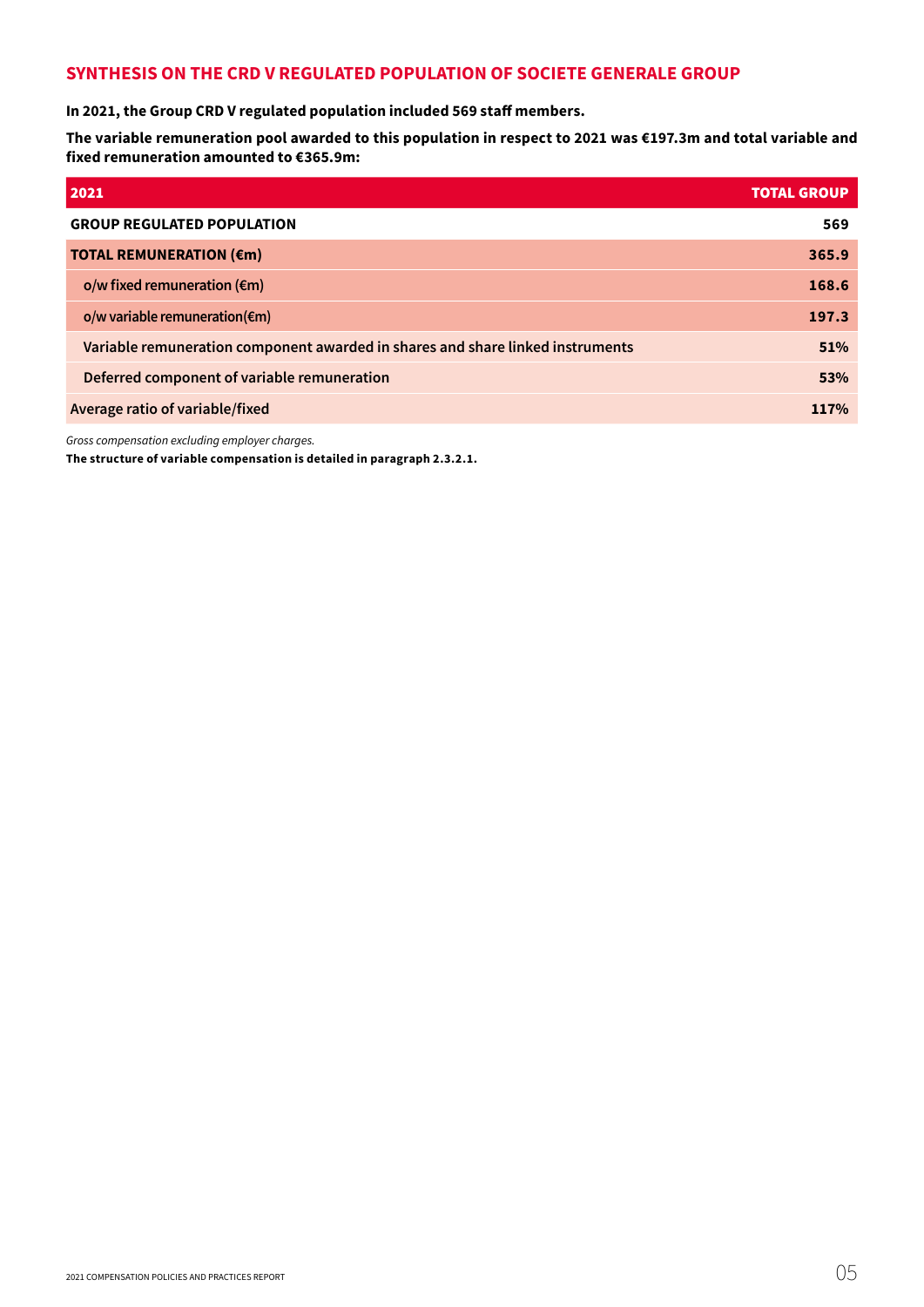## SYNTHESIS ON THE CRD V REGULATED POPULATION OF SOCIETE GENERALE GROUP

**In 2021, the Group CRD V regulated population included 569 staff members.**

**The variable remuneration pool awarded to this population in respect to 2021 was €197.3m and total variable and fixed remuneration amounted to €365.9m:**

| 2021 | TOTAL GROUP |
|---|---|
| **GROUP REGULATED POPULATION** | **569** |
| **TOTAL REMUNERATION (€m)** | **365.9** |
| o/w fixed remuneration (€m) | **168.6** |
| o/w variable remuneration(€m) | **197.3** |
| Variable remuneration component awarded in shares and share linked instruments | **51%** |
| Deferred component of variable remuneration | **53%** |
| Average ratio of variable/fixed | **117%** |

*Gross compensation excluding employer charges.*

**The structure of variable compensation is detailed in paragraph 2.3.2.1.**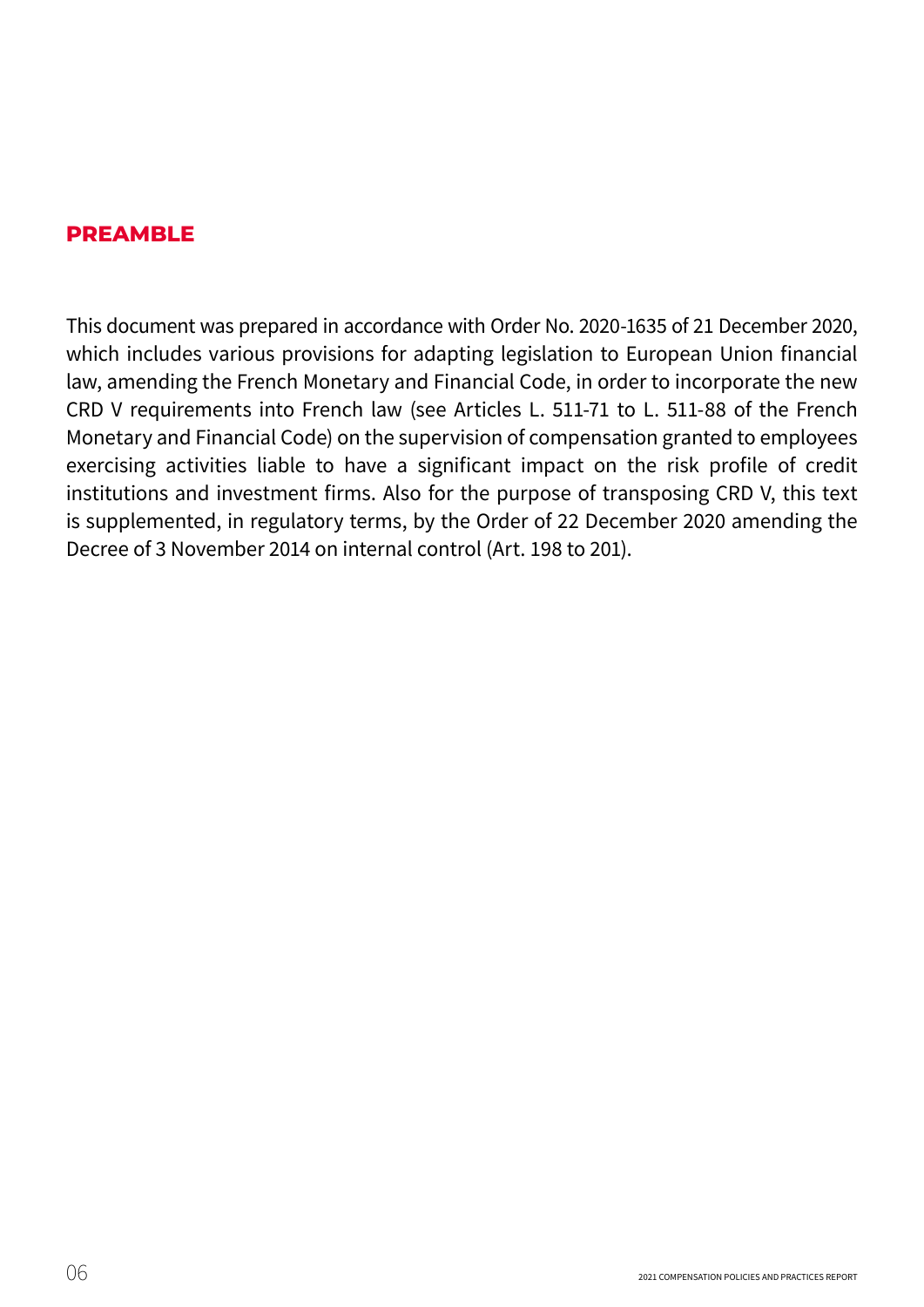## PREAMBLE

This document was prepared in accordance with Order No. 2020-1635 of 21 December 2020, which includes various provisions for adapting legislation to European Union financial law, amending the French Monetary and Financial Code, in order to incorporate the new CRD V requirements into French law (see Articles L. 511-71 to L. 511-88 of the French Monetary and Financial Code) on the supervision of compensation granted to employees exercising activities liable to have a significant impact on the risk profile of credit institutions and investment firms. Also for the purpose of transposing CRD V, this text is supplemented, in regulatory terms, by the Order of 22 December 2020 amending the Decree of 3 November 2014 on internal control (Art. 198 to 201).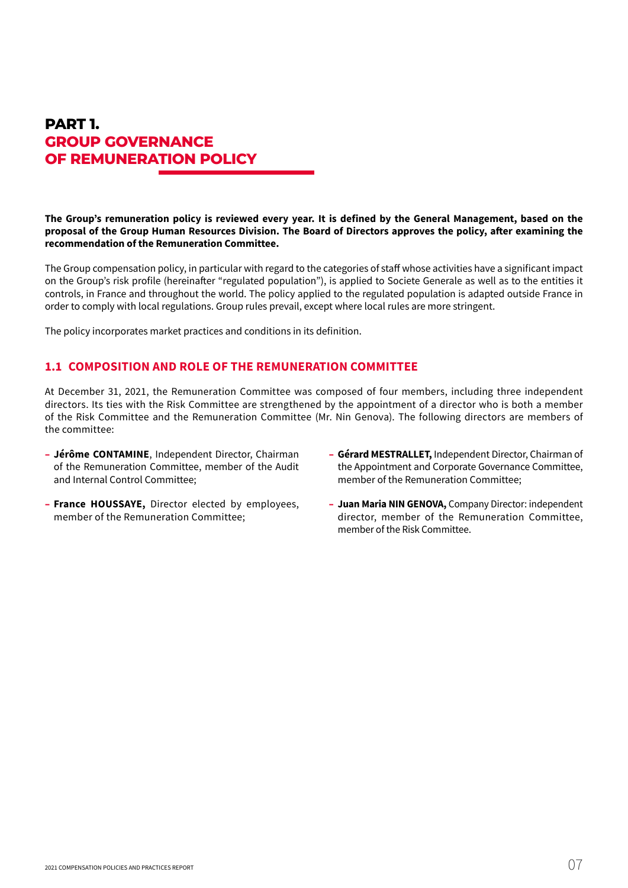# PART 1. GROUP GOVERNANCE OF REMUNERATION POLICY

**The Group's remuneration policy is reviewed every year. It is defined by the General Management, based on the proposal of the Group Human Resources Division. The Board of Directors approves the policy, after examining the recommendation of the Remuneration Committee.**

The Group compensation policy, in particular with regard to the categories of staff whose activities have a significant impact on the Group's risk profile (hereinafter "regulated population"), is applied to Societe Generale as well as to the entities it controls, in France and throughout the world. The policy applied to the regulated population is adapted outside France in order to comply with local regulations. Group rules prevail, except where local rules are more stringent.

The policy incorporates market practices and conditions in its definition.

## 1.1 COMPOSITION AND ROLE OF THE REMUNERATION COMMITTEE

At December 31, 2021, the Remuneration Committee was composed of four members, including three independent directors. Its ties with the Risk Committee are strengthened by the appointment of a director who is both a member of the Risk Committee and the Remuneration Committee (Mr. Nin Genova). The following directors are members of the committee:

- **Jérôme CONTAMINE**, Independent Director, Chairman of the Remuneration Committee, member of the Audit and Internal Control Committee;
- **France HOUSSAYE,** Director elected by employees, member of the Remuneration Committee;
- **Gérard MESTRALLET,** Independent Director, Chairman of the Appointment and Corporate Governance Committee, member of the Remuneration Committee;
- **Juan Maria NIN GENOVA,** Company Director: independent director, member of the Remuneration Committee, member of the Risk Committee.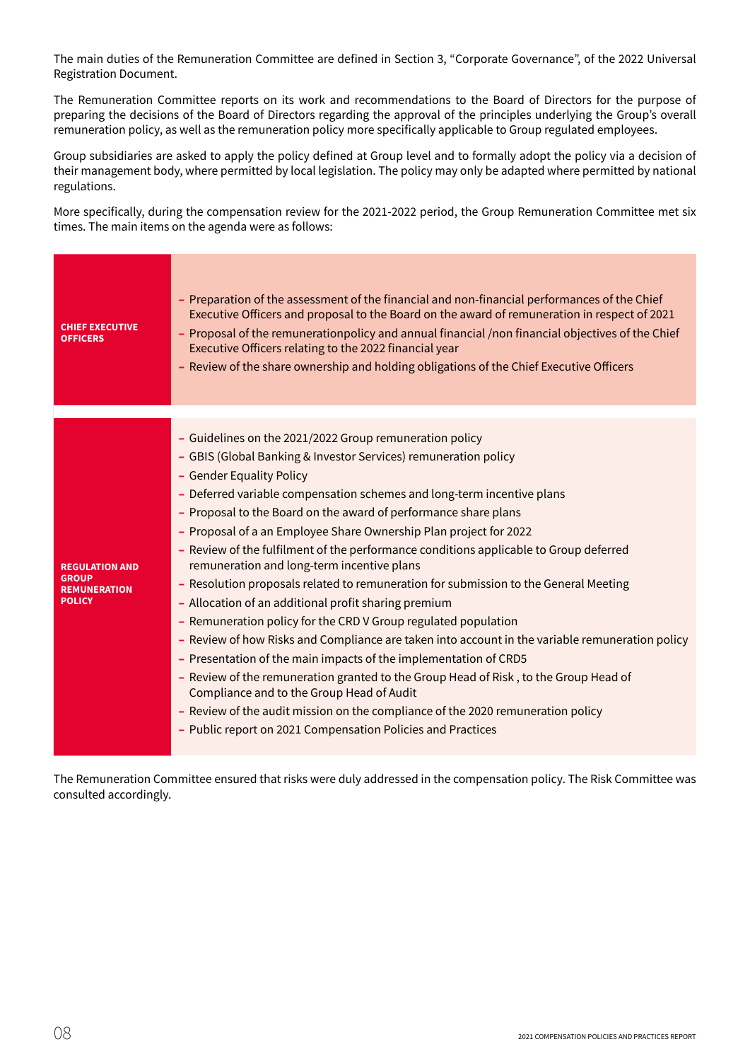The main duties of the Remuneration Committee are defined in Section 3, “Corporate Governance”, of the 2022 Universal Registration Document.

The Remuneration Committee reports on its work and recommendations to the Board of Directors for the purpose of preparing the decisions of the Board of Directors regarding the approval of the principles underlying the Group’s overall remuneration policy, as well as the remuneration policy more specifically applicable to Group regulated employees.

Group subsidiaries are asked to apply the policy defined at Group level and to formally adopt the policy via a decision of their management body, where permitted by local legislation. The policy may only be adapted where permitted by national regulations.

More specifically, during the compensation review for the 2021-2022 period, the Group Remuneration Committee met six times. The main items on the agenda were as follows:

| | |
|---|---|
| **CHIEF EXECUTIVE OFFICERS** | - Preparation of the assessment of the financial and non-financial performances of the Chief Executive Officers and proposal to the Board on the award of remuneration in respect of 2021<br>- Proposal of the remunerationpolicy and annual financial /non financial objectives of the Chief Executive Officers relating to the 2022 financial year<br>- Review of the share ownership and holding obligations of the Chief Executive Officers |
| **REGULATION AND GROUP REMUNERATION POLICY** | - Guidelines on the 2021/2022 Group remuneration policy<br>- GBIS (Global Banking & Investor Services) remuneration policy<br>- Gender Equality Policy<br>- Deferred variable compensation schemes and long-term incentive plans<br>- Proposal to the Board on the award of performance share plans<br>- Proposal of a an Employee Share Ownership Plan project for 2022<br>- Review of the fulfilment of the performance conditions applicable to Group deferred remuneration and long-term incentive plans<br>- Resolution proposals related to remuneration for submission to the General Meeting<br>- Allocation of an additional profit sharing premium<br>- Remuneration policy for the CRD V Group regulated population<br>- Review of how Risks and Compliance are taken into account in the variable remuneration policy<br>- Presentation of the main impacts of the implementation of CRD5<br>- Review of the remuneration granted to the Group Head of Risk , to the Group Head of Compliance and to the Group Head of Audit<br>- Review of the audit mission on the compliance of the 2020 remuneration policy<br>- Public report on 2021 Compensation Policies and Practices |

The Remuneration Committee ensured that risks were duly addressed in the compensation policy. The Risk Committee was consulted accordingly.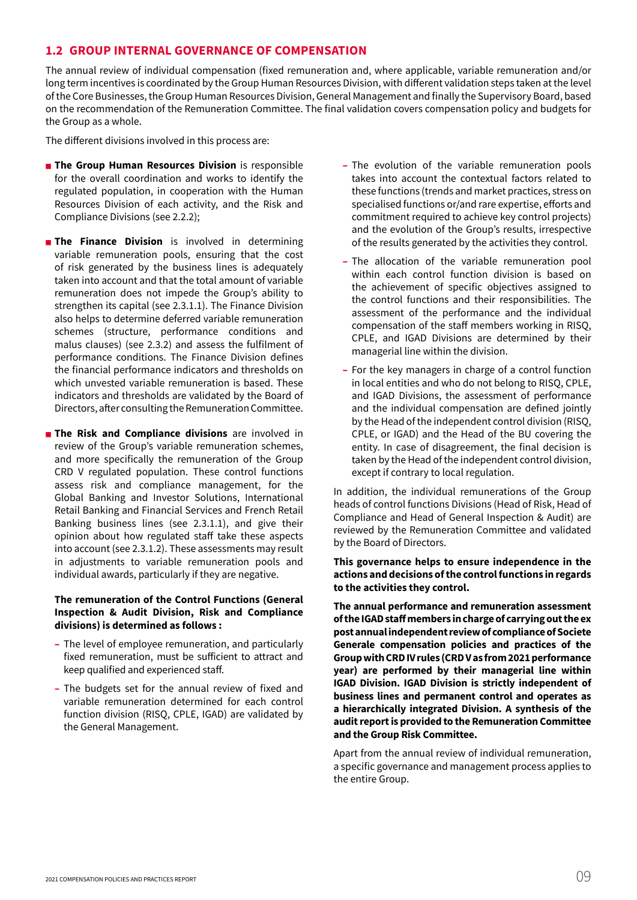## 1.2 GROUP INTERNAL GOVERNANCE OF COMPENSATION

The annual review of individual compensation (fixed remuneration and, where applicable, variable remuneration and/or long term incentives is coordinated by the Group Human Resources Division, with different validation steps taken at the level of the Core Businesses, the Group Human Resources Division, General Management and finally the Supervisory Board, based on the recommendation of the Remuneration Committee. The final validation covers compensation policy and budgets for the Group as a whole.

The different divisions involved in this process are:

- **The Group Human Resources Division** is responsible for the overall coordination and works to identify the regulated population, in cooperation with the Human Resources Division of each activity, and the Risk and Compliance Divisions (see 2.2.2);
- **The Finance Division** is involved in determining variable remuneration pools, ensuring that the cost of risk generated by the business lines is adequately taken into account and that the total amount of variable remuneration does not impede the Group's ability to strengthen its capital (see 2.3.1.1). The Finance Division also helps to determine deferred variable remuneration schemes (structure, performance conditions and malus clauses) (see 2.3.2) and assess the fulfilment of performance conditions. The Finance Division defines the financial performance indicators and thresholds on which unvested variable remuneration is based. These indicators and thresholds are validated by the Board of Directors, after consulting the Remuneration Committee.
- **The Risk and Compliance divisions** are involved in review of the Group's variable remuneration schemes, and more specifically the remuneration of the Group CRD V regulated population. These control functions assess risk and compliance management, for the Global Banking and Investor Solutions, International Retail Banking and Financial Services and French Retail Banking business lines (see 2.3.1.1), and give their opinion about how regulated staff take these aspects into account (see 2.3.1.2). These assessments may result in adjustments to variable remuneration pools and individual awards, particularly if they are negative.

  **The remuneration of the Control Functions (General Inspection & Audit Division, Risk and Compliance divisions) is determined as follows :**

  - The level of employee remuneration, and particularly fixed remuneration, must be sufficient to attract and keep qualified and experienced staff.
  - The budgets set for the annual review of fixed and variable remuneration determined for each control function division (RISQ, CPLE, IGAD) are validated by the General Management.
  - The evolution of the variable remuneration pools takes into account the contextual factors related to these functions (trends and market practices, stress on specialised functions or/and rare expertise, efforts and commitment required to achieve key control projects) and the evolution of the Group's results, irrespective of the results generated by the activities they control.
  - The allocation of the variable remuneration pool within each control function division is based on the achievement of specific objectives assigned to the control functions and their responsibilities. The assessment of the performance and the individual compensation of the staff members working in RISQ, CPLE, and IGAD Divisions are determined by their managerial line within the division.
  - For the key managers in charge of a control function in local entities and who do not belong to RISQ, CPLE, and IGAD Divisions, the assessment of performance and the individual compensation are defined jointly by the Head of the independent control division (RISQ, CPLE, or IGAD) and the Head of the BU covering the entity. In case of disagreement, the final decision is taken by the Head of the independent control division, except if contrary to local regulation.

In addition, the individual remunerations of the Group heads of control functions Divisions (Head of Risk, Head of Compliance and Head of General Inspection & Audit) are reviewed by the Remuneration Committee and validated by the Board of Directors.

**This governance helps to ensure independence in the actions and decisions of the control functions in regards to the activities they control.**

**The annual performance and remuneration assessment of the IGAD staff members in charge of carrying out the ex post annual independent review of compliance of Societe Generale compensation policies and practices of the Group with CRD IV rules (CRD V as from 2021 performance year) are performed by their managerial line within IGAD Division. IGAD Division is strictly independent of business lines and permanent control and operates as a hierarchically integrated Division. A synthesis of the audit report is provided to the Remuneration Committee and the Group Risk Committee.**

Apart from the annual review of individual remuneration, a specific governance and management process applies to the entire Group.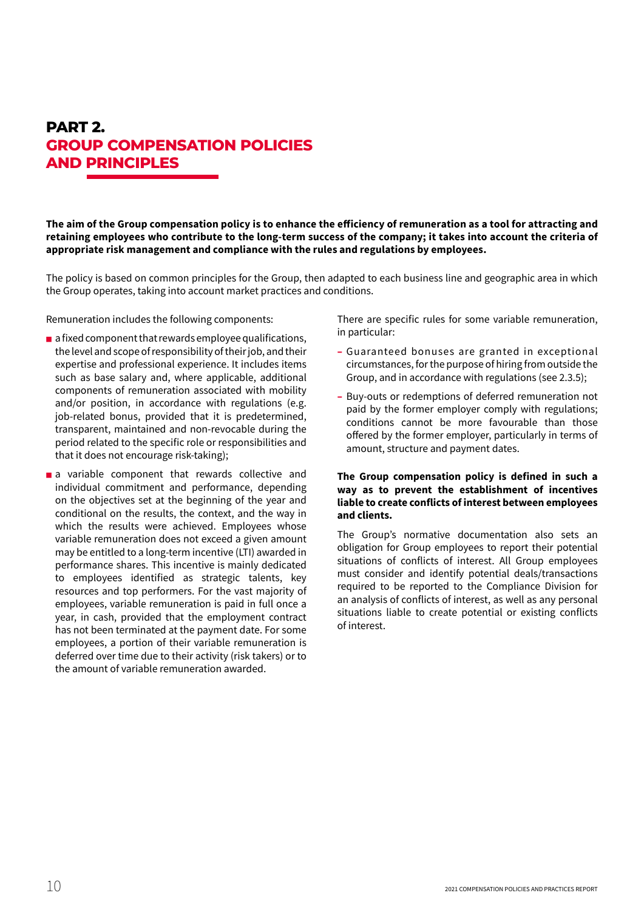# PART 2. GROUP COMPENSATION POLICIES AND PRINCIPLES

**The aim of the Group compensation policy is to enhance the efficiency of remuneration as a tool for attracting and retaining employees who contribute to the long-term success of the company; it takes into account the criteria of appropriate risk management and compliance with the rules and regulations by employees.**

The policy is based on common principles for the Group, then adapted to each business line and geographic area in which the Group operates, taking into account market practices and conditions.

Remuneration includes the following components:

- a fixed component that rewards employee qualifications, the level and scope of responsibility of their job, and their expertise and professional experience. It includes items such as base salary and, where applicable, additional components of remuneration associated with mobility and/or position, in accordance with regulations (e.g. job-related bonus, provided that it is predetermined, transparent, maintained and non-revocable during the period related to the specific role or responsibilities and that it does not encourage risk-taking);
- a variable component that rewards collective and individual commitment and performance, depending on the objectives set at the beginning of the year and conditional on the results, the context, and the way in which the results were achieved. Employees whose variable remuneration does not exceed a given amount may be entitled to a long-term incentive (LTI) awarded in performance shares. This incentive is mainly dedicated to employees identified as strategic talents, key resources and top performers. For the vast majority of employees, variable remuneration is paid in full once a year, in cash, provided that the employment contract has not been terminated at the payment date. For some employees, a portion of their variable remuneration is deferred over time due to their activity (risk takers) or to the amount of variable remuneration awarded.

There are specific rules for some variable remuneration, in particular:

- Guaranteed bonuses are granted in exceptional circumstances, for the purpose of hiring from outside the Group, and in accordance with regulations (see 2.3.5);
- Buy-outs or redemptions of deferred remuneration not paid by the former employer comply with regulations; conditions cannot be more favourable than those offered by the former employer, particularly in terms of amount, structure and payment dates.

**The Group compensation policy is defined in such a way as to prevent the establishment of incentives liable to create conflicts of interest between employees and clients.**

The Group's normative documentation also sets an obligation for Group employees to report their potential situations of conflicts of interest. All Group employees must consider and identify potential deals/transactions required to be reported to the Compliance Division for an analysis of conflicts of interest, as well as any personal situations liable to create potential or existing conflicts of interest.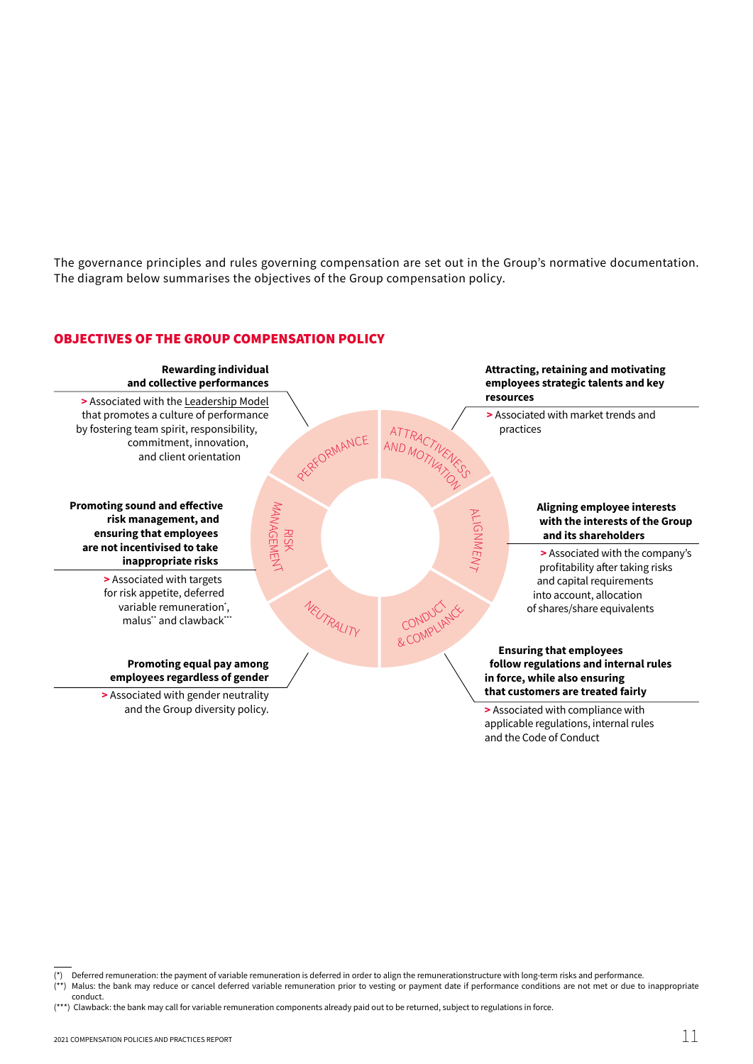The governance principles and rules governing compensation are set out in the Group's normative documentation. The diagram below summarises the objectives of the Group compensation policy.

## OBJECTIVES OF THE GROUP COMPENSATION POLICY

**PERFORMANCE**

**Rewarding individual and collective performances**

> Associated with the Leadership Model that promotes a culture of performance by fostering team spirit, responsibility, commitment, innovation, and client orientation

**ATTRACTIVENESS AND MOTIVATION**

**Attracting, retaining and motivating employees strategic talents and key resources**

> Associated with market trends and practices

**RISK MANAGEMENT**

**Promoting sound and effective risk management, and ensuring that employees are not incentivised to take inappropriate risks**

> Associated with targets for risk appetite, deferred variable remuneration*, malus** and clawback***

**ALIGNMENT**

**Aligning employee interests with the interests of the Group and its shareholders**

> Associated with the company's profitability after taking risks and capital requirements into account, allocation of shares/share equivalents

**NEUTRALITY**

**Promoting equal pay among employees regardless of gender**

> Associated with gender neutrality and the Group diversity policy.

**CONDUCT & COMPLIANCE**

**Ensuring that employees follow regulations and internal rules in force, while also ensuring that customers are treated fairly**

> Associated with compliance with applicable regulations, internal rules and the Code of Conduct

---

(*) Deferred remuneration: the payment of variable remuneration is deferred in order to align the remunerationstructure with long-term risks and performance.

(**) Malus: the bank may reduce or cancel deferred variable remuneration prior to vesting or payment date if performance conditions are not met or due to inappropriate conduct.

(***) Clawback: the bank may call for variable remuneration components already paid out to be returned, subject to regulations in force.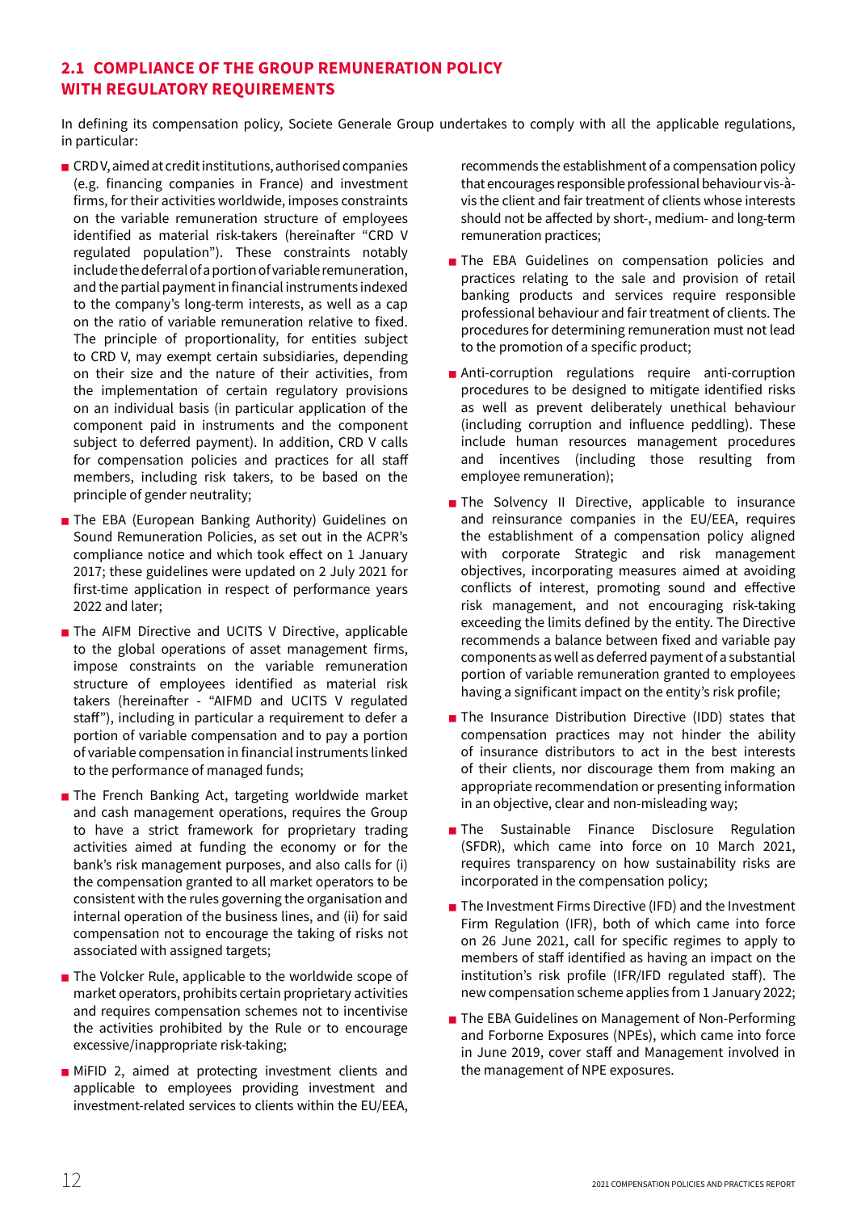## 2.1 COMPLIANCE OF THE GROUP REMUNERATION POLICY WITH REGULATORY REQUIREMENTS

In defining its compensation policy, Societe Generale Group undertakes to comply with all the applicable regulations, in particular:

- CRD V, aimed at credit institutions, authorised companies (e.g. financing companies in France) and investment firms, for their activities worldwide, imposes constraints on the variable remuneration structure of employees identified as material risk-takers (hereinafter "CRD V regulated population"). These constraints notably include the deferral of a portion of variable remuneration, and the partial payment in financial instruments indexed to the company's long-term interests, as well as a cap on the ratio of variable remuneration relative to fixed. The principle of proportionality, for entities subject to CRD V, may exempt certain subsidiaries, depending on their size and the nature of their activities, from the implementation of certain regulatory provisions on an individual basis (in particular application of the component paid in instruments and the component subject to deferred payment). In addition, CRD V calls for compensation policies and practices for all staff members, including risk takers, to be based on the principle of gender neutrality;
- The EBA (European Banking Authority) Guidelines on Sound Remuneration Policies, as set out in the ACPR's compliance notice and which took effect on 1 January 2017; these guidelines were updated on 2 July 2021 for first-time application in respect of performance years 2022 and later;
- The AIFM Directive and UCITS V Directive, applicable to the global operations of asset management firms, impose constraints on the variable remuneration structure of employees identified as material risk takers (hereinafter - "AIFMD and UCITS V regulated staff"), including in particular a requirement to defer a portion of variable compensation and to pay a portion of variable compensation in financial instruments linked to the performance of managed funds;
- The French Banking Act, targeting worldwide market and cash management operations, requires the Group to have a strict framework for proprietary trading activities aimed at funding the economy or for the bank's risk management purposes, and also calls for (i) the compensation granted to all market operators to be consistent with the rules governing the organisation and internal operation of the business lines, and (ii) for said compensation not to encourage the taking of risks not associated with assigned targets;
- The Volcker Rule, applicable to the worldwide scope of market operators, prohibits certain proprietary activities and requires compensation schemes not to incentivise the activities prohibited by the Rule or to encourage excessive/inappropriate risk-taking;
- MiFID 2, aimed at protecting investment clients and applicable to employees providing investment and investment-related services to clients within the EU/EEA, recommends the establishment of a compensation policy that encourages responsible professional behaviour vis-à-vis the client and fair treatment of clients whose interests should not be affected by short-, medium- and long-term remuneration practices;
- The EBA Guidelines on compensation policies and practices relating to the sale and provision of retail banking products and services require responsible professional behaviour and fair treatment of clients. The procedures for determining remuneration must not lead to the promotion of a specific product;
- Anti-corruption regulations require anti-corruption procedures to be designed to mitigate identified risks as well as prevent deliberately unethical behaviour (including corruption and influence peddling). These include human resources management procedures and incentives (including those resulting from employee remuneration);
- The Solvency II Directive, applicable to insurance and reinsurance companies in the EU/EEA, requires the establishment of a compensation policy aligned with corporate Strategic and risk management objectives, incorporating measures aimed at avoiding conflicts of interest, promoting sound and effective risk management, and not encouraging risk-taking exceeding the limits defined by the entity. The Directive recommends a balance between fixed and variable pay components as well as deferred payment of a substantial portion of variable remuneration granted to employees having a significant impact on the entity's risk profile;
- The Insurance Distribution Directive (IDD) states that compensation practices may not hinder the ability of insurance distributors to act in the best interests of their clients, nor discourage them from making an appropriate recommendation or presenting information in an objective, clear and non-misleading way;
- The Sustainable Finance Disclosure Regulation (SFDR), which came into force on 10 March 2021, requires transparency on how sustainability risks are incorporated in the compensation policy;
- The Investment Firms Directive (IFD) and the Investment Firm Regulation (IFR), both of which came into force on 26 June 2021, call for specific regimes to apply to members of staff identified as having an impact on the institution's risk profile (IFR/IFD regulated staff). The new compensation scheme applies from 1 January 2022;
- The EBA Guidelines on Management of Non-Performing and Forborne Exposures (NPEs), which came into force in June 2019, cover staff and Management involved in the management of NPE exposures.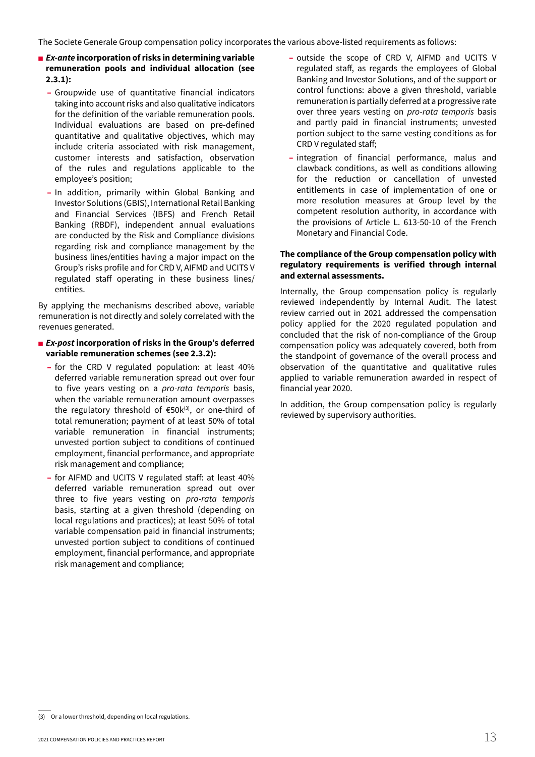The Societe Generale Group compensation policy incorporates the various above-listed requirements as follows:

- ***Ex-ante*** **incorporation of risks in determining variable remuneration pools and individual allocation (see 2.3.1):**
  - Groupwide use of quantitative financial indicators taking into account risks and also qualitative indicators for the definition of the variable remuneration pools. Individual evaluations are based on pre-defined quantitative and qualitative objectives, which may include criteria associated with risk management, customer interests and satisfaction, observation of the rules and regulations applicable to the employee's position;
  - In addition, primarily within Global Banking and Investor Solutions (GBIS), International Retail Banking and Financial Services (IBFS) and French Retail Banking (RBDF), independent annual evaluations are conducted by the Risk and Compliance divisions regarding risk and compliance management by the business lines/entities having a major impact on the Group's risks profile and for CRD V, AIFMD and UCITS V regulated staff operating in these business lines/entities.

By applying the mechanisms described above, variable remuneration is not directly and solely correlated with the revenues generated.

- ***Ex-post*** **incorporation of risks in the Group's deferred variable remuneration schemes (see 2.3.2):**
  - for the CRD V regulated population: at least 40% deferred variable remuneration spread out over four to five years vesting on a *pro-rata temporis* basis, when the variable remuneration amount overpasses the regulatory threshold of €50k[3], or one-third of total remuneration; payment of at least 50% of total variable remuneration in financial instruments; unvested portion subject to conditions of continued employment, financial performance, and appropriate risk management and compliance;
  - for AIFMD and UCITS V regulated staff: at least 40% deferred variable remuneration spread out over three to five years vesting on *pro-rata temporis* basis, starting at a given threshold (depending on local regulations and practices); at least 50% of total variable compensation paid in financial instruments; unvested portion subject to conditions of continued employment, financial performance, and appropriate risk management and compliance;
  - outside the scope of CRD V, AIFMD and UCITS V regulated staff, as regards the employees of Global Banking and Investor Solutions, and of the support or control functions: above a given threshold, variable remuneration is partially deferred at a progressive rate over three years vesting on *pro-rata temporis* basis and partly paid in financial instruments; unvested portion subject to the same vesting conditions as for CRD V regulated staff;
  - integration of financial performance, malus and clawback conditions, as well as conditions allowing for the reduction or cancellation of unvested entitlements in case of implementation of one or more resolution measures at Group level by the competent resolution authority, in accordance with the provisions of Article L. 613-50-10 of the French Monetary and Financial Code.

**The compliance of the Group compensation policy with regulatory requirements is verified through internal and external assessments.**

Internally, the Group compensation policy is regularly reviewed independently by Internal Audit. The latest review carried out in 2021 addressed the compensation policy applied for the 2020 regulated population and concluded that the risk of non-compliance of the Group compensation policy was adequately covered, both from the standpoint of governance of the overall process and observation of the quantitative and qualitative rules applied to variable remuneration awarded in respect of financial year 2020.

In addition, the Group compensation policy is regularly reviewed by supervisory authorities.

(3) Or a lower threshold, depending on local regulations.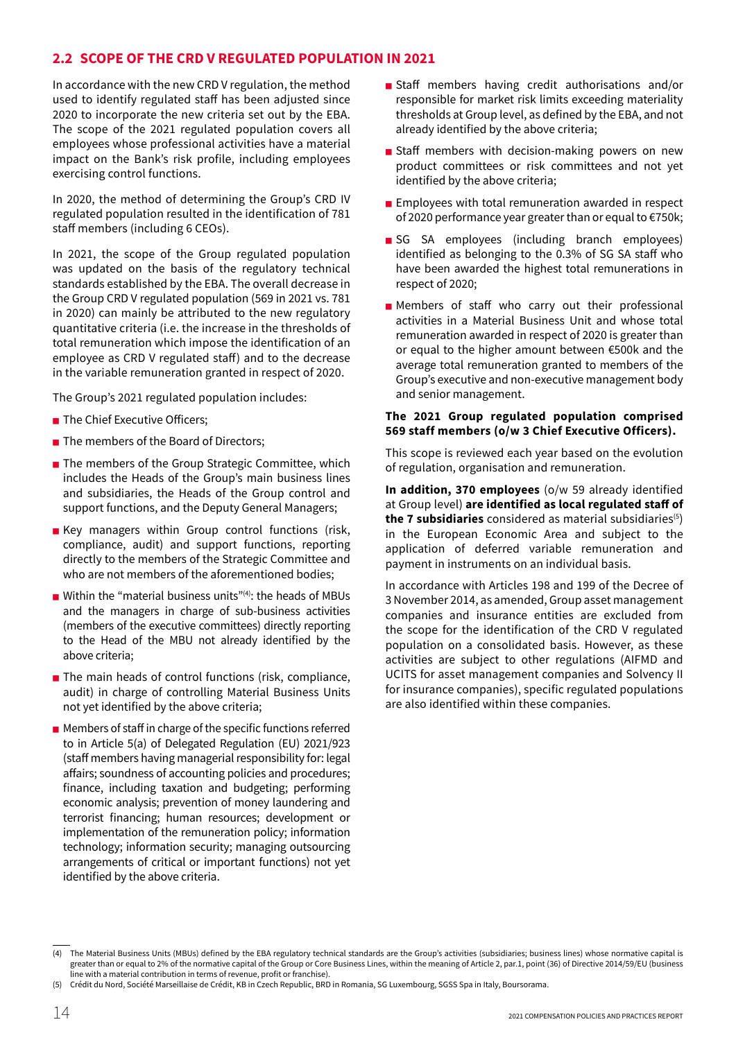## 2.2 SCOPE OF THE CRD V REGULATED POPULATION IN 2021

In accordance with the new CRD V regulation, the method used to identify regulated staff has been adjusted since 2020 to incorporate the new criteria set out by the EBA. The scope of the 2021 regulated population covers all employees whose professional activities have a material impact on the Bank's risk profile, including employees exercising control functions.

In 2020, the method of determining the Group's CRD IV regulated population resulted in the identification of 781 staff members (including 6 CEOs).

In 2021, the scope of the Group regulated population was updated on the basis of the regulatory technical standards established by the EBA. The overall decrease in the Group CRD V regulated population (569 in 2021 vs. 781 in 2020) can mainly be attributed to the new regulatory quantitative criteria (i.e. the increase in the thresholds of total remuneration which impose the identification of an employee as CRD V regulated staff) and to the decrease in the variable remuneration granted in respect of 2020.

The Group's 2021 regulated population includes:

- The Chief Executive Officers;
- The members of the Board of Directors;
- The members of the Group Strategic Committee, which includes the Heads of the Group's main business lines and subsidiaries, the Heads of the Group control and support functions, and the Deputy General Managers;
- Key managers within Group control functions (risk, compliance, audit) and support functions, reporting directly to the members of the Strategic Committee and who are not members of the aforementioned bodies;
- Within the "material business units"[4]: the heads of MBUs and the managers in charge of sub-business activities (members of the executive committees) directly reporting to the Head of the MBU not already identified by the above criteria;
- The main heads of control functions (risk, compliance, audit) in charge of controlling Material Business Units not yet identified by the above criteria;
- Members of staff in charge of the specific functions referred to in Article 5(a) of Delegated Regulation (EU) 2021/923 (staff members having managerial responsibility for: legal affairs; soundness of accounting policies and procedures; finance, including taxation and budgeting; performing economic analysis; prevention of money laundering and terrorist financing; human resources; development or implementation of the remuneration policy; information technology; information security; managing outsourcing arrangements of critical or important functions) not yet identified by the above criteria.
- Staff members having credit authorisations and/or responsible for market risk limits exceeding materiality thresholds at Group level, as defined by the EBA, and not already identified by the above criteria;
- Staff members with decision-making powers on new product committees or risk committees and not yet identified by the above criteria;
- Employees with total remuneration awarded in respect of 2020 performance year greater than or equal to €750k;
- SG SA employees (including branch employees) identified as belonging to the 0.3% of SG SA staff who have been awarded the highest total remunerations in respect of 2020;
- Members of staff who carry out their professional activities in a Material Business Unit and whose total remuneration awarded in respect of 2020 is greater than or equal to the higher amount between €500k and the average total remuneration granted to members of the Group's executive and non-executive management body and senior management.

**The 2021 Group regulated population comprised 569 staff members (o/w 3 Chief Executive Officers).**

This scope is reviewed each year based on the evolution of regulation, organisation and remuneration.

**In addition, 370 employees** (o/w 59 already identified at Group level) **are identified as local regulated staff of the 7 subsidiaries** considered as material subsidiaries[5] in the European Economic Area and subject to the application of deferred variable remuneration and payment in instruments on an individual basis.

In accordance with Articles 198 and 199 of the Decree of 3 November 2014, as amended, Group asset management companies and insurance entities are excluded from the scope for the identification of the CRD V regulated population on a consolidated basis. However, as these activities are subject to other regulations (AIFMD and UCITS for asset management companies and Solvency II for insurance companies), specific regulated populations are also identified within these companies.

---

(4) The Material Business Units (MBUs) defined by the EBA regulatory technical standards are the Group's activities (subsidiaries; business lines) whose normative capital is greater than or equal to 2% of the normative capital of the Group or Core Business Lines, within the meaning of Article 2, par.1, point (36) of Directive 2014/59/EU (business line with a material contribution in terms of revenue, profit or franchise).

(5) Crédit du Nord, Société Marseillaise de Crédit, KB in Czech Republic, BRD in Romania, SG Luxembourg, SGSS Spa in Italy, Boursorama.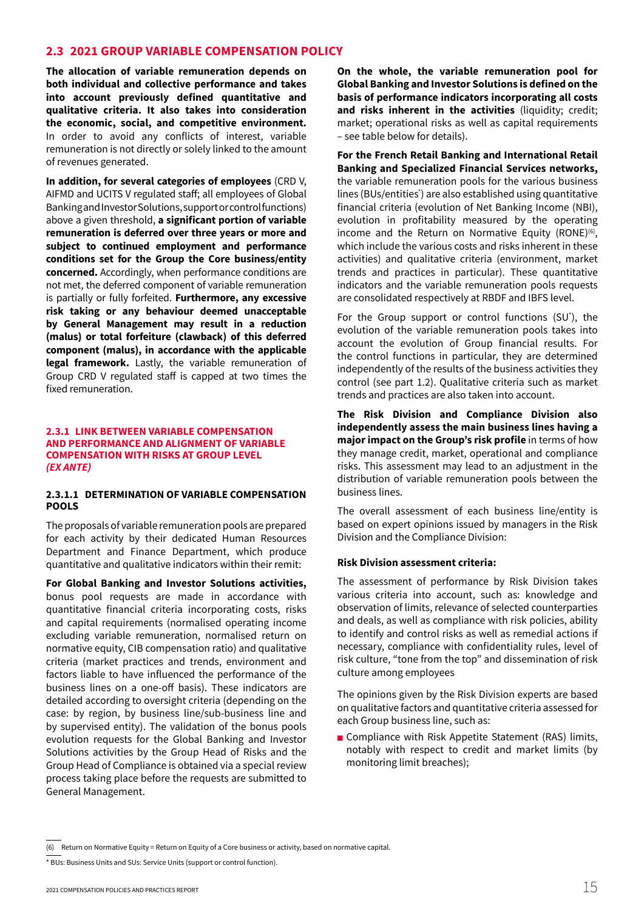## 2.3 2021 GROUP VARIABLE COMPENSATION POLICY

**The allocation of variable remuneration depends on both individual and collective performance and takes into account previously defined quantitative and qualitative criteria. It also takes into consideration the economic, social, and competitive environment.** In order to avoid any conflicts of interest, variable remuneration is not directly or solely linked to the amount of revenues generated.

**In addition, for several categories of employees** (CRD V, AIFMD and UCITS V regulated staff; all employees of Global Banking and Investor Solutions, support or control functions) above a given threshold, **a significant portion of variable remuneration is deferred over three years or more and subject to continued employment and performance conditions set for the Group the Core business/entity concerned.** Accordingly, when performance conditions are not met, the deferred component of variable remuneration is partially or fully forfeited. **Furthermore, any excessive risk taking or any behaviour deemed unacceptable by General Management may result in a reduction (malus) or total forfeiture (clawback) of this deferred component (malus), in accordance with the applicable legal framework.** Lastly, the variable remuneration of Group CRD V regulated staff is capped at two times the fixed remuneration.

### 2.3.1 LINK BETWEEN VARIABLE COMPENSATION AND PERFORMANCE AND ALIGNMENT OF VARIABLE COMPENSATION WITH RISKS AT GROUP LEVEL *(EX ANTE)*

#### 2.3.1.1 DETERMINATION OF VARIABLE COMPENSATION POOLS

The proposals of variable remuneration pools are prepared for each activity by their dedicated Human Resources Department and Finance Department, which produce quantitative and qualitative indicators within their remit:

**For Global Banking and Investor Solutions activities,** bonus pool requests are made in accordance with quantitative financial criteria incorporating costs, risks and capital requirements (normalised operating income excluding variable remuneration, normalised return on normative equity, CIB compensation ratio) and qualitative criteria (market practices and trends, environment and factors liable to have influenced the performance of the business lines on a one-off basis). These indicators are detailed according to oversight criteria (depending on the case: by region, by business line/sub-business line and by supervised entity). The validation of the bonus pools evolution requests for the Global Banking and Investor Solutions activities by the Group Head of Risks and the Group Head of Compliance is obtained via a special review process taking place before the requests are submitted to General Management.

**On the whole, the variable remuneration pool for Global Banking and Investor Solutions is defined on the basis of performance indicators incorporating all costs and risks inherent in the activities** (liquidity; credit; market; operational risks as well as capital requirements – see table below for details).

**For the French Retail Banking and International Retail Banking and Specialized Financial Services networks,** the variable remuneration pools for the various business lines (BUs/entities*) are also established using quantitative financial criteria (evolution of Net Banking Income (NBI), evolution in profitability measured by the operating income and the Return on Normative Equity (RONE)[6], which include the various costs and risks inherent in these activities) and qualitative criteria (environment, market trends and practices in particular). These quantitative indicators and the variable remuneration pools requests are consolidated respectively at RBDF and IBFS level.

For the Group support or control functions (SU*), the evolution of the variable remuneration pools takes into account the evolution of Group financial results. For the control functions in particular, they are determined independently of the results of the business activities they control (see part 1.2). Qualitative criteria such as market trends and practices are also taken into account.

**The Risk Division and Compliance Division also independently assess the main business lines having a major impact on the Group's risk profile** in terms of how they manage credit, market, operational and compliance risks. This assessment may lead to an adjustment in the distribution of variable remuneration pools between the business lines.

The overall assessment of each business line/entity is based on expert opinions issued by managers in the Risk Division and the Compliance Division:

#### Risk Division assessment criteria:

The assessment of performance by Risk Division takes various criteria into account, such as: knowledge and observation of limits, relevance of selected counterparties and deals, as well as compliance with risk policies, ability to identify and control risks as well as remedial actions if necessary, compliance with confidentiality rules, level of risk culture, "tone from the top" and dissemination of risk culture among employees

The opinions given by the Risk Division experts are based on qualitative factors and quantitative criteria assessed for each Group business line, such as:

- Compliance with Risk Appetite Statement (RAS) limits, notably with respect to credit and market limits (by monitoring limit breaches);

---

(6) Return on Normative Equity = Return on Equity of a Core business or activity, based on normative capital.

\* BUs: Business Units and SUs: Service Units (support or control function).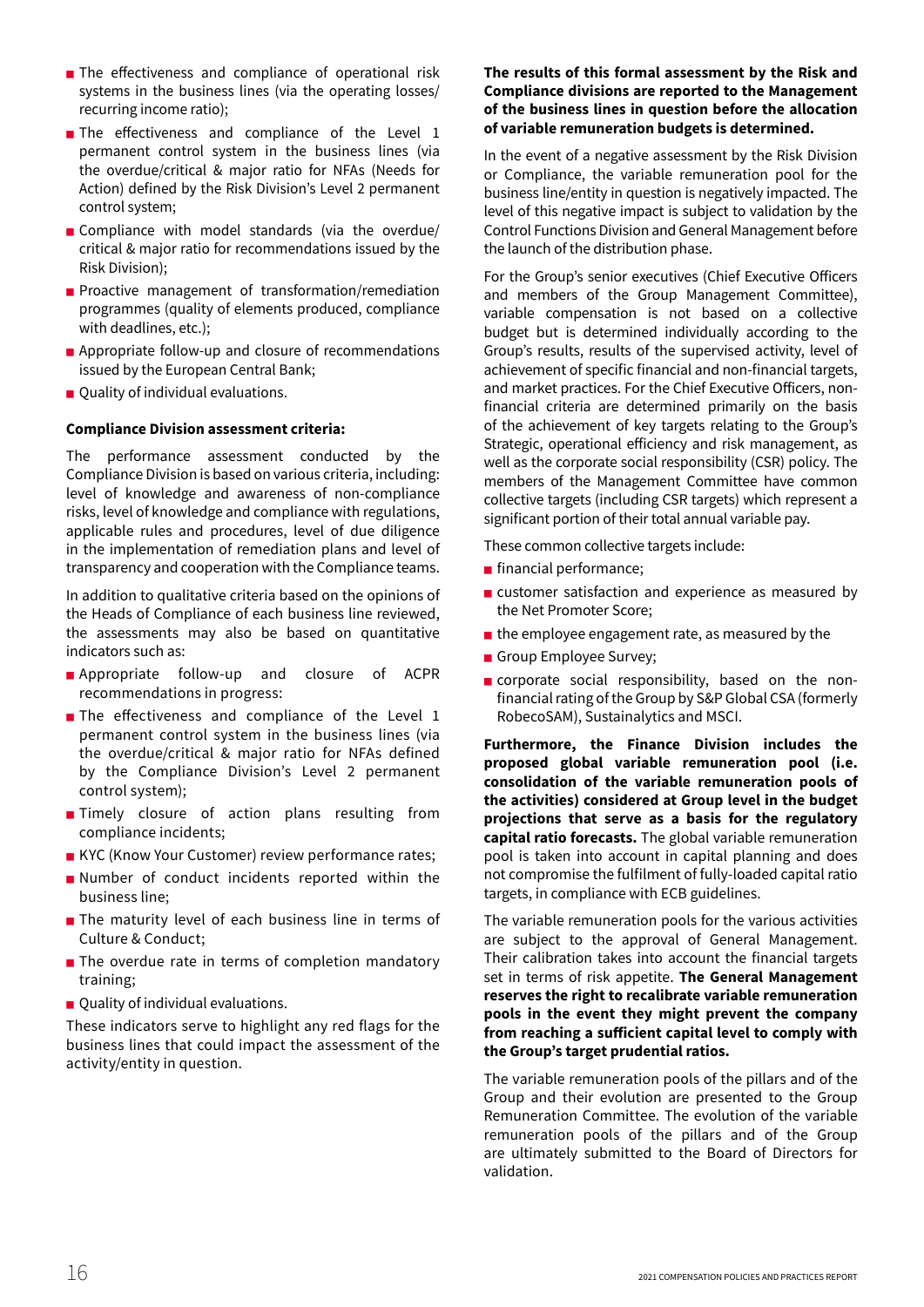- The effectiveness and compliance of operational risk systems in the business lines (via the operating losses/ recurring income ratio);
- The effectiveness and compliance of the Level 1 permanent control system in the business lines (via the overdue/critical & major ratio for NFAs (Needs for Action) defined by the Risk Division's Level 2 permanent control system;
- Compliance with model standards (via the overdue/ critical & major ratio for recommendations issued by the Risk Division);
- Proactive management of transformation/remediation programmes (quality of elements produced, compliance with deadlines, etc.);
- Appropriate follow-up and closure of recommendations issued by the European Central Bank;
- Quality of individual evaluations.

**Compliance Division assessment criteria:**

The performance assessment conducted by the Compliance Division is based on various criteria, including: level of knowledge and awareness of non-compliance risks, level of knowledge and compliance with regulations, applicable rules and procedures, level of due diligence in the implementation of remediation plans and level of transparency and cooperation with the Compliance teams.

In addition to qualitative criteria based on the opinions of the Heads of Compliance of each business line reviewed, the assessments may also be based on quantitative indicators such as:

- Appropriate follow-up and closure of ACPR recommendations in progress:
- The effectiveness and compliance of the Level 1 permanent control system in the business lines (via the overdue/critical & major ratio for NFAs defined by the Compliance Division's Level 2 permanent control system);
- Timely closure of action plans resulting from compliance incidents;
- KYC (Know Your Customer) review performance rates;
- Number of conduct incidents reported within the business line;
- The maturity level of each business line in terms of Culture & Conduct;
- The overdue rate in terms of completion mandatory training;
- Quality of individual evaluations.

These indicators serve to highlight any red flags for the business lines that could impact the assessment of the activity/entity in question.

**The results of this formal assessment by the Risk and Compliance divisions are reported to the Management of the business lines in question before the allocation of variable remuneration budgets is determined.**

In the event of a negative assessment by the Risk Division or Compliance, the variable remuneration pool for the business line/entity in question is negatively impacted. The level of this negative impact is subject to validation by the Control Functions Division and General Management before the launch of the distribution phase.

For the Group's senior executives (Chief Executive Officers and members of the Group Management Committee), variable compensation is not based on a collective budget but is determined individually according to the Group's results, results of the supervised activity, level of achievement of specific financial and non-financial targets, and market practices. For the Chief Executive Officers, non-financial criteria are determined primarily on the basis of the achievement of key targets relating to the Group's Strategic, operational efficiency and risk management, as well as the corporate social responsibility (CSR) policy. The members of the Management Committee have common collective targets (including CSR targets) which represent a significant portion of their total annual variable pay.

These common collective targets include:

- financial performance;
- customer satisfaction and experience as measured by the Net Promoter Score;
- the employee engagement rate, as measured by the
- Group Employee Survey;
- corporate social responsibility, based on the non-financial rating of the Group by S&P Global CSA (formerly RobecoSAM), Sustainalytics and MSCI.

**Furthermore, the Finance Division includes the proposed global variable remuneration pool (i.e. consolidation of the variable remuneration pools of the activities) considered at Group level in the budget projections that serve as a basis for the regulatory capital ratio forecasts.** The global variable remuneration pool is taken into account in capital planning and does not compromise the fulfilment of fully-loaded capital ratio targets, in compliance with ECB guidelines.

The variable remuneration pools for the various activities are subject to the approval of General Management. Their calibration takes into account the financial targets set in terms of risk appetite. **The General Management reserves the right to recalibrate variable remuneration pools in the event they might prevent the company from reaching a sufficient capital level to comply with the Group's target prudential ratios.**

The variable remuneration pools of the pillars and of the Group and their evolution are presented to the Group Remuneration Committee. The evolution of the variable remuneration pools of the pillars and of the Group are ultimately submitted to the Board of Directors for validation.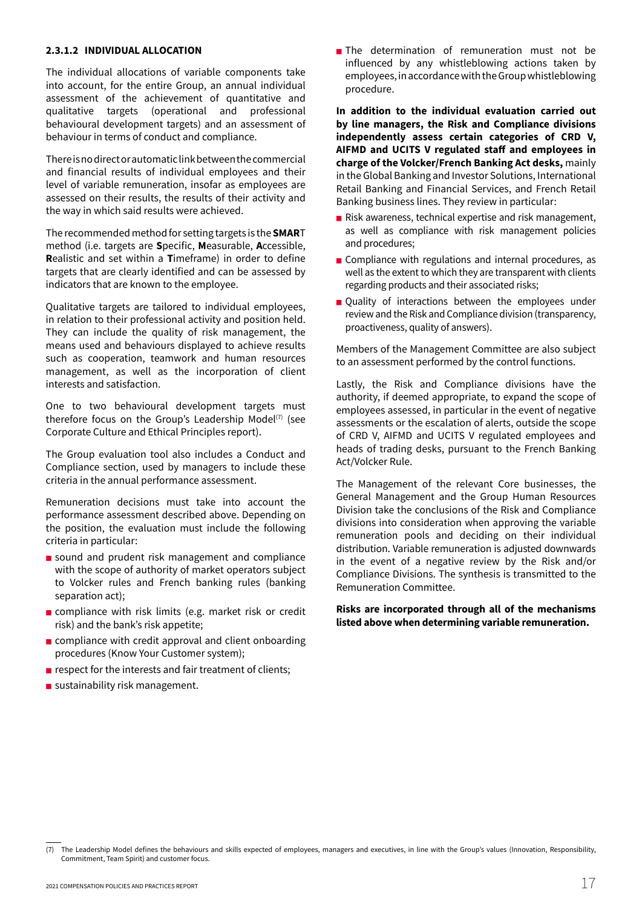### 2.3.1.2 INDIVIDUAL ALLOCATION

The individual allocations of variable components take into account, for the entire Group, an annual individual assessment of the achievement of quantitative and qualitative targets (operational and professional behavioural development targets) and an assessment of behaviour in terms of conduct and compliance.

There is no direct or automatic link between the commercial and financial results of individual employees and their level of variable remuneration, insofar as employees are assessed on their results, the results of their activity and the way in which said results were achieved.

The recommended method for setting targets is the **SMAR**T method (i.e. targets are **S**pecific, **M**easurable, **A**ccessible, **R**ealistic and set within a **T**imeframe) in order to define targets that are clearly identified and can be assessed by indicators that are known to the employee.

Qualitative targets are tailored to individual employees, in relation to their professional activity and position held. They can include the quality of risk management, the means used and behaviours displayed to achieve results such as cooperation, teamwork and human resources management, as well as the incorporation of client interests and satisfaction.

One to two behavioural development targets must therefore focus on the Group's Leadership Model[7] (see Corporate Culture and Ethical Principles report).

The Group evaluation tool also includes a Conduct and Compliance section, used by managers to include these criteria in the annual performance assessment.

Remuneration decisions must take into account the performance assessment described above. Depending on the position, the evaluation must include the following criteria in particular:

- sound and prudent risk management and compliance with the scope of authority of market operators subject to Volcker rules and French banking rules (banking separation act);
- compliance with risk limits (e.g. market risk or credit risk) and the bank's risk appetite;
- compliance with credit approval and client onboarding procedures (Know Your Customer system);
- respect for the interests and fair treatment of clients;
- sustainability risk management.
- The determination of remuneration must not be influenced by any whistleblowing actions taken by employees, in accordance with the Group whistleblowing procedure.

**In addition to the individual evaluation carried out by line managers, the Risk and Compliance divisions independently assess certain categories of CRD V, AIFMD and UCITS V regulated staff and employees in charge of the Volcker/French Banking Act desks,** mainly in the Global Banking and Investor Solutions, International Retail Banking and Financial Services, and French Retail Banking business lines. They review in particular:

- Risk awareness, technical expertise and risk management, as well as compliance with risk management policies and procedures;
- Compliance with regulations and internal procedures, as well as the extent to which they are transparent with clients regarding products and their associated risks;
- Quality of interactions between the employees under review and the Risk and Compliance division (transparency, proactiveness, quality of answers).

Members of the Management Committee are also subject to an assessment performed by the control functions.

Lastly, the Risk and Compliance divisions have the authority, if deemed appropriate, to expand the scope of employees assessed, in particular in the event of negative assessments or the escalation of alerts, outside the scope of CRD V, AIFMD and UCITS V regulated employees and heads of trading desks, pursuant to the French Banking Act/Volcker Rule.

The Management of the relevant Core businesses, the General Management and the Group Human Resources Division take the conclusions of the Risk and Compliance divisions into consideration when approving the variable remuneration pools and deciding on their individual distribution. Variable remuneration is adjusted downwards in the event of a negative review by the Risk and/or Compliance Divisions. The synthesis is transmitted to the Remuneration Committee.

**Risks are incorporated through all of the mechanisms listed above when determining variable remuneration.**

---

(7) The Leadership Model defines the behaviours and skills expected of employees, managers and executives, in line with the Group's values (Innovation, Responsibility, Commitment, Team Spirit) and customer focus.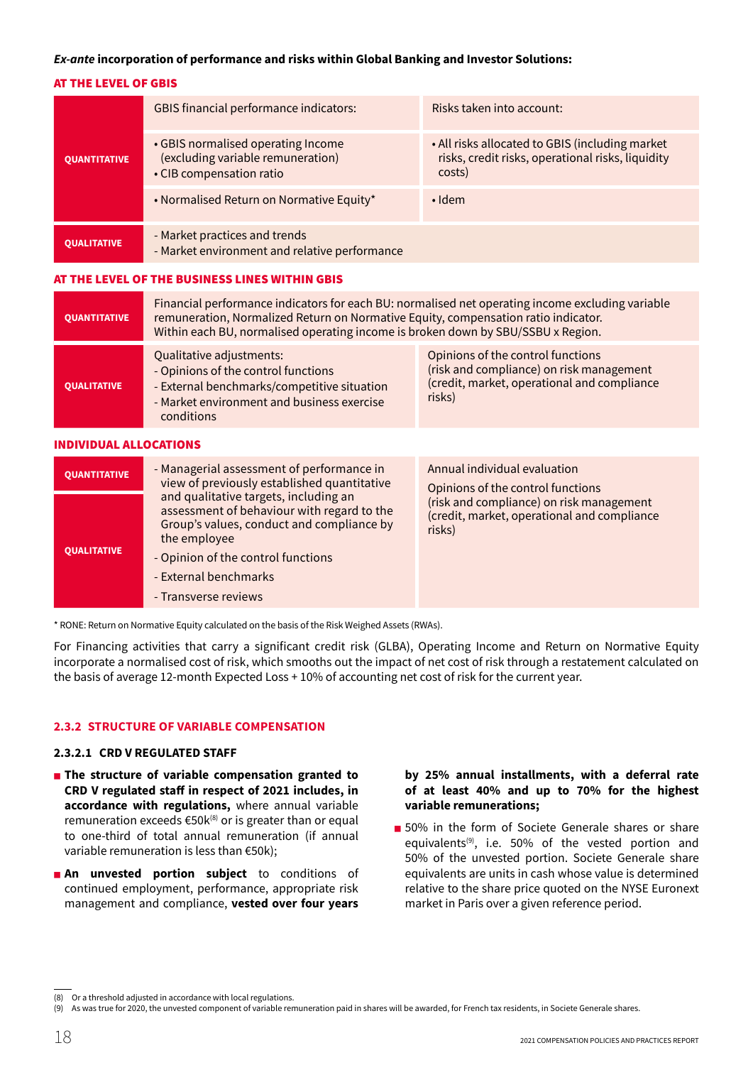***Ex-ante* incorporation of performance and risks within Global Banking and Investor Solutions:**

**AT THE LEVEL OF GBIS**

| | GBIS financial performance indicators: | Risks taken into account: |
|---|---|---|
| **QUANTITATIVE** | • GBIS normalised operating Income (excluding variable remuneration)<br>• CIB compensation ratio | • All risks allocated to GBIS (including market risks, credit risks, operational risks, liquidity costs) |
| | • Normalised Return on Normative Equity* | • Idem |
| **QUALITATIVE** | - Market practices and trends<br>- Market environment and relative performance | |

**AT THE LEVEL OF THE BUSINESS LINES WITHIN GBIS**

| | | |
|---|---|---|
| **QUANTITATIVE** | Financial performance indicators for each BU: normalised net operating income excluding variable remuneration, Normalized Return on Normative Equity, compensation ratio indicator.<br>Within each BU, normalised operating income is broken down by SBU/SSBU x Region. | |
| **QUALITATIVE** | Qualitative adjustments:<br>- Opinions of the control functions<br>- External benchmarks/competitive situation<br>- Market environment and business exercise conditions | Opinions of the control functions (risk and compliance) on risk management (credit, market, operational and compliance risks) |

**INDIVIDUAL ALLOCATIONS**

| | | |
|---|---|---|
| **QUANTITATIVE**<br>**QUALITATIVE** | - Managerial assessment of performance in view of previously established quantitative and qualitative targets, including an assessment of behaviour with regard to the Group's values, conduct and compliance by the employee<br>- Opinion of the control functions<br>- External benchmarks<br>- Transverse reviews | Annual individual evaluation<br>Opinions of the control functions (risk and compliance) on risk management (credit, market, operational and compliance risks) |

\* RONE: Return on Normative Equity calculated on the basis of the Risk Weighed Assets (RWAs).

For Financing activities that carry a significant credit risk (GLBA), Operating Income and Return on Normative Equity incorporate a normalised cost of risk, which smooths out the impact of net cost of risk through a restatement calculated on the basis of average 12-month Expected Loss + 10% of accounting net cost of risk for the current year.

## 2.3.2 STRUCTURE OF VARIABLE COMPENSATION

### 2.3.2.1 CRD V REGULATED STAFF

- **The structure of variable compensation granted to CRD V regulated staff in respect of 2021 includes, in accordance with regulations,** where annual variable remuneration exceeds €50k[8] or is greater than or equal to one-third of total annual remuneration (if annual variable remuneration is less than €50k);
- **An unvested portion subject** to conditions of continued employment, performance, appropriate risk management and compliance, **vested over four years by 25% annual installments, with a deferral rate of at least 40% and up to 70% for the highest variable remunerations;**
- 50% in the form of Societe Generale shares or share equivalents[9], i.e. 50% of the vested portion and 50% of the unvested portion. Societe Generale share equivalents are units in cash whose value is determined relative to the share price quoted on the NYSE Euronext market in Paris over a given reference period.

(8) Or a threshold adjusted in accordance with local regulations.
(9) As was true for 2020, the unvested component of variable remuneration paid in shares will be awarded, for French tax residents, in Societe Generale shares.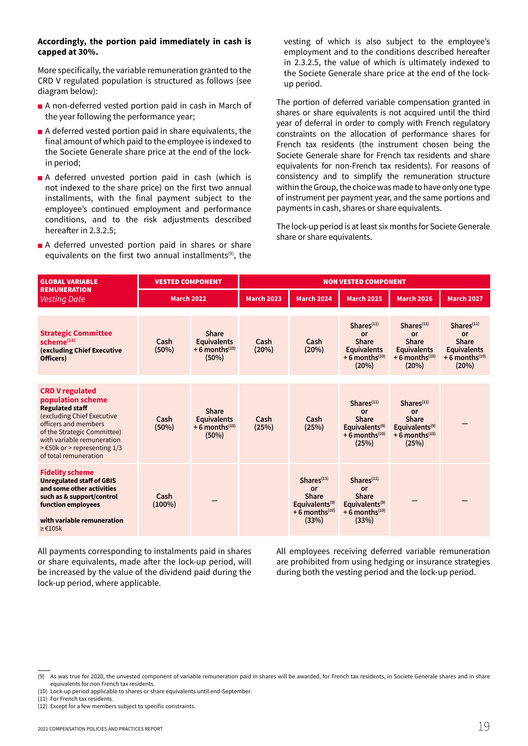**Accordingly, the portion paid immediately in cash is capped at 30%.**

More specifically, the variable remuneration granted to the CRD V regulated population is structured as follows (see diagram below):

- A non-deferred vested portion paid in cash in March of the year following the performance year;
- A deferred vested portion paid in share equivalents, the final amount of which paid to the employee is indexed to the Societe Generale share price at the end of the lock-in period;
- A deferred unvested portion paid in cash (which is not indexed to the share price) on the first two annual installments, with the final payment subject to the employee's continued employment and performance conditions, and to the risk adjustments described hereafter in 2.3.2.5;
- A deferred unvested portion paid in shares or share equivalents on the first two annual installments[9], the vesting of which is also subject to the employee's employment and to the conditions described hereafter in 2.3.2.5, the value of which is ultimately indexed to the Societe Generale share price at the end of the lock-up period.

The portion of deferred variable compensation granted in shares or share equivalents is not acquired until the third year of deferral in order to comply with French regulatory constraints on the allocation of performance shares for French tax residents (the instrument chosen being the Societe Generale share for French tax residents and share equivalents for non-French tax residents). For reasons of consistency and to simplify the remuneration structure within the Group, the choice was made to have only one type of instrument per payment year, and the same portions and payments in cash, shares or share equivalents.

The lock-up period is at least six months for Societe Generale share or share equivalents.

| **GLOBAL VARIABLE REMUNERATION** *Vesting Date* | **VESTED COMPONENT** | | **NON VESTED COMPONENT** | | | | |
|---|---|---|---|---|---|---|---|
| | **March 2022** | | **March 2023** | **March 2024** | **March 2025** | **March 2026** | **March 2027** |
| **Strategic Committee scheme**[12] **(excluding Chief Executive Officers)** | Cash (50%) | Share Equivalents + 6 months[10] (50%) | Cash (20%) | Cash (20%) | Shares[11] or Share Equivalents + 6 months[10] (20%) | Shares[11] or Share Equivalents + 6 months[10] (20%) | Shares[11] or Share Equivalents + 6 months[10] (20%) |
| **CRD V regulated population scheme** **Regulated staff** (excluding Chief Executive officers and members of the Strategic Committee) with variable remuneration > €50k or > representing 1/3 of total remuneration | Cash (50%) | Share Equivalents + 6 months[10] (50%) | Cash (25%) | Cash (25%) | Shares[11] or Share Equivalents[9] + 6 months[10] (25%) | Shares[11] or Share Equivalents[9] + 6 months[10] (25%) | – |
| **Fidelity scheme** **Unregulated staff of GBIS and some other activities such as & support/control function employees** **with variable remuneration** ≥ €105k | Cash (100%) | – | | Shares[11] or Share Equivalents[9] + 6 months[10] (33%) | Shares[11] or Share Equivalents[9] + 6 months[10] (33%) | – | – |

All payments corresponding to instalments paid in shares or share equivalents, made after the lock-up period, will be increased by the value of the dividend paid during the lock-up period, where applicable.

All employees receiving deferred variable remuneration are prohibited from using hedging or insurance strategies during both the vesting period and the lock-up period.

(9) As was true for 2020, the unvested component of variable remuneration paid in shares will be awarded, for French tax residents, in Societe Generale shares and in share equivalents for non French tax residents.
(10) Lock-up period applicable to shares or share equivalents until end-September.
(11) For French tax residents.
(12) Except for a few members subject to specific constraints.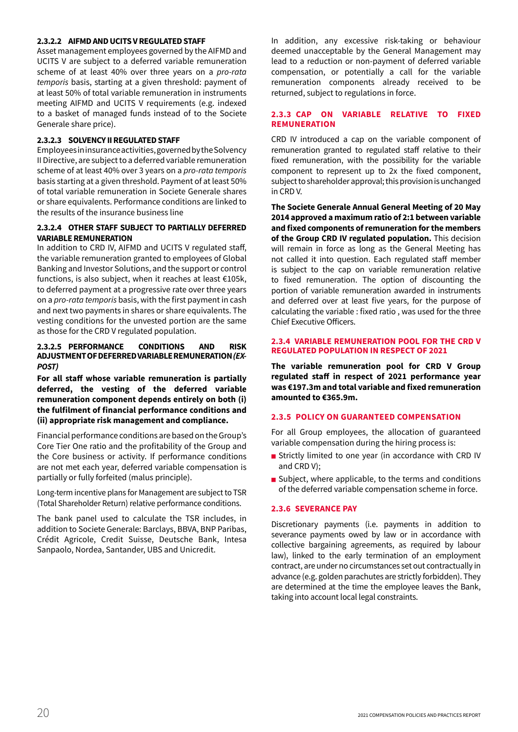#### 2.3.2.2 AIFMD AND UCITS V REGULATED STAFF

Asset management employees governed by the AIFMD and UCITS V are subject to a deferred variable remuneration scheme of at least 40% over three years on a *pro-rata temporis* basis, starting at a given threshold: payment of at least 50% of total variable remuneration in instruments meeting AIFMD and UCITS V requirements (e.g. indexed to a basket of managed funds instead of to the Societe Generale share price).

#### 2.3.2.3 SOLVENCY II REGULATED STAFF

Employees in insurance activities, governed by the Solvency II Directive, are subject to a deferred variable remuneration scheme of at least 40% over 3 years on a *pro-rata temporis* basis starting at a given threshold. Payment of at least 50% of total variable remuneration in Societe Generale shares or share equivalents. Performance conditions are linked to the results of the insurance business line

#### 2.3.2.4 OTHER STAFF SUBJECT TO PARTIALLY DEFERRED VARIABLE REMUNERATION

In addition to CRD IV, AIFMD and UCITS V regulated staff, the variable remuneration granted to employees of Global Banking and Investor Solutions, and the support or control functions, is also subject, when it reaches at least €105k, to deferred payment at a progressive rate over three years on a *pro-rata temporis* basis, with the first payment in cash and next two payments in shares or share equivalents. The vesting conditions for the unvested portion are the same as those for the CRD V regulated population.

#### 2.3.2.5 PERFORMANCE CONDITIONS AND RISK ADJUSTMENT OF DEFERRED VARIABLE REMUNERATION *(EX-POST)*

**For all staff whose variable remuneration is partially deferred, the vesting of the deferred variable remuneration component depends entirely on both (i) the fulfilment of financial performance conditions and (ii) appropriate risk management and compliance.**

Financial performance conditions are based on the Group's Core Tier One ratio and the profitability of the Group and the Core business or activity. If performance conditions are not met each year, deferred variable compensation is partially or fully forfeited (malus principle).

Long-term incentive plans for Management are subject to TSR (Total Shareholder Return) relative performance conditions.

The bank panel used to calculate the TSR includes, in addition to Societe Generale: Barclays, BBVA, BNP Paribas, Crédit Agricole, Credit Suisse, Deutsche Bank, Intesa Sanpaolo, Nordea, Santander, UBS and Unicredit.

In addition, any excessive risk-taking or behaviour deemed unacceptable by the General Management may lead to a reduction or non-payment of deferred variable compensation, or potentially a call for the variable remuneration components already received to be returned, subject to regulations in force.

### 2.3.3 CAP ON VARIABLE RELATIVE TO FIXED REMUNERATION

CRD IV introduced a cap on the variable component of remuneration granted to regulated staff relative to their fixed remuneration, with the possibility for the variable component to represent up to 2x the fixed component, subject to shareholder approval; this provision is unchanged in CRD V.

**The Societe Generale Annual General Meeting of 20 May 2014 approved a maximum ratio of 2:1 between variable and fixed components of remuneration for the members of the Group CRD IV regulated population.** This decision will remain in force as long as the General Meeting has not called it into question. Each regulated staff member is subject to the cap on variable remuneration relative to fixed remuneration. The option of discounting the portion of variable remuneration awarded in instruments and deferred over at least five years, for the purpose of calculating the variable : fixed ratio , was used for the three Chief Executive Officers.

### 2.3.4 VARIABLE REMUNERATION POOL FOR THE CRD V REGULATED POPULATION IN RESPECT OF 2021

**The variable remuneration pool for CRD V Group regulated staff in respect of 2021 performance year was €197.3m and total variable and fixed remuneration amounted to €365.9m.**

### 2.3.5 POLICY ON GUARANTEED COMPENSATION

For all Group employees, the allocation of guaranteed variable compensation during the hiring process is:

- Strictly limited to one year (in accordance with CRD IV and CRD V);
- Subject, where applicable, to the terms and conditions of the deferred variable compensation scheme in force.

### 2.3.6 SEVERANCE PAY

Discretionary payments (i.e. payments in addition to severance payments owed by law or in accordance with collective bargaining agreements, as required by labour law), linked to the early termination of an employment contract, are under no circumstances set out contractually in advance (e.g. golden parachutes are strictly forbidden). They are determined at the time the employee leaves the Bank, taking into account local legal constraints.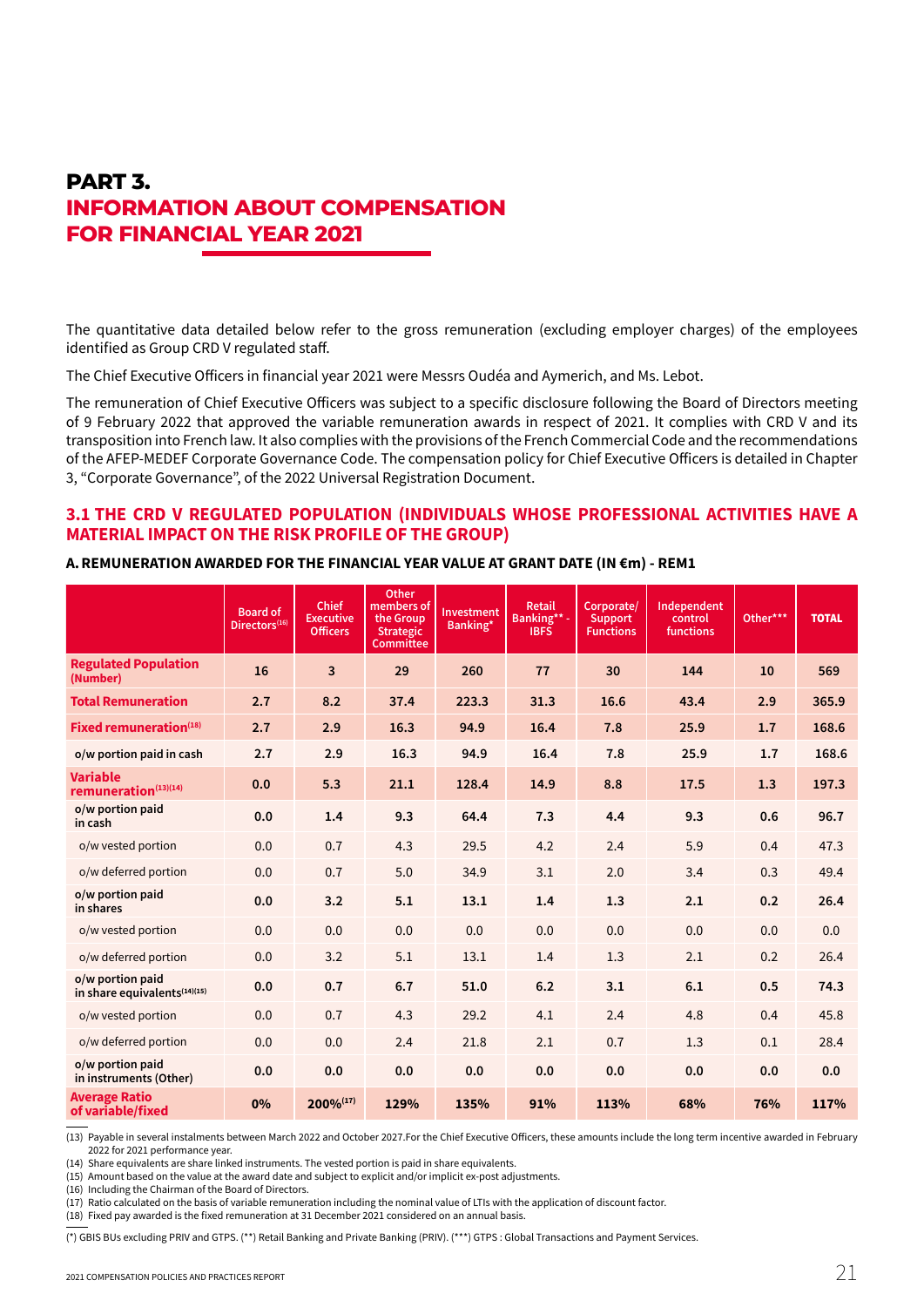# PART 3.
# INFORMATION ABOUT COMPENSATION FOR FINANCIAL YEAR 2021

The quantitative data detailed below refer to the gross remuneration (excluding employer charges) of the employees identified as Group CRD V regulated staff.

The Chief Executive Officers in financial year 2021 were Messrs Oudéa and Aymerich, and Ms. Lebot.

The remuneration of Chief Executive Officers was subject to a specific disclosure following the Board of Directors meeting of 9 February 2022 that approved the variable remuneration awards in respect of 2021. It complies with CRD V and its transposition into French law. It also complies with the provisions of the French Commercial Code and the recommendations of the AFEP-MEDEF Corporate Governance Code. The compensation policy for Chief Executive Officers is detailed in Chapter 3, "Corporate Governance", of the 2022 Universal Registration Document.

## 3.1 THE CRD V REGULATED POPULATION (INDIVIDUALS WHOSE PROFESSIONAL ACTIVITIES HAVE A MATERIAL IMPACT ON THE RISK PROFILE OF THE GROUP)

### A. REMUNERATION AWARDED FOR THE FINANCIAL YEAR VALUE AT GRANT DATE (IN €m) - REM1

| | Board of Directors(16) | Chief Executive Officers | Other members of the Group Strategic Committee | Investment Banking* | Retail Banking** - IBFS | Corporate/ Support Functions | Independent control functions | Other*** | TOTAL |
|---|---|---|---|---|---|---|---|---|---|
| **Regulated Population (Number)** | **16** | **3** | **29** | **260** | **77** | **30** | **144** | **10** | **569** |
| **Total Remuneration** | **2.7** | **8.2** | **37.4** | **223.3** | **31.3** | **16.6** | **43.4** | **2.9** | **365.9** |
| **Fixed remuneration(18)** | **2.7** | **2.9** | **16.3** | **94.9** | **16.4** | **7.8** | **25.9** | **1.7** | **168.6** |
| **o/w portion paid in cash** | **2.7** | **2.9** | **16.3** | **94.9** | **16.4** | **7.8** | **25.9** | **1.7** | **168.6** |
| **Variable remuneration(13)(14)** | **0.0** | **5.3** | **21.1** | **128.4** | **14.9** | **8.8** | **17.5** | **1.3** | **197.3** |
| **o/w portion paid in cash** | **0.0** | **1.4** | **9.3** | **64.4** | **7.3** | **4.4** | **9.3** | **0.6** | **96.7** |
| o/w vested portion | 0.0 | 0.7 | 4.3 | 29.5 | 4.2 | 2.4 | 5.9 | 0.4 | 47.3 |
| o/w deferred portion | 0.0 | 0.7 | 5.0 | 34.9 | 3.1 | 2.0 | 3.4 | 0.3 | 49.4 |
| **o/w portion paid in shares** | **0.0** | **3.2** | **5.1** | **13.1** | **1.4** | **1.3** | **2.1** | **0.2** | **26.4** |
| o/w vested portion | 0.0 | 0.0 | 0.0 | 0.0 | 0.0 | 0.0 | 0.0 | 0.0 | 0.0 |
| o/w deferred portion | 0.0 | 3.2 | 5.1 | 13.1 | 1.4 | 1.3 | 2.1 | 0.2 | 26.4 |
| **o/w portion paid in share equivalents(14)(15)** | **0.0** | **0.7** | **6.7** | **51.0** | **6.2** | **3.1** | **6.1** | **0.5** | **74.3** |
| o/w vested portion | 0.0 | 0.7 | 4.3 | 29.2 | 4.1 | 2.4 | 4.8 | 0.4 | 45.8 |
| o/w deferred portion | 0.0 | 0.0 | 2.4 | 21.8 | 2.1 | 0.7 | 1.3 | 0.1 | 28.4 |
| **o/w portion paid in instruments (Other)** | **0.0** | **0.0** | **0.0** | **0.0** | **0.0** | **0.0** | **0.0** | **0.0** | **0.0** |
| **Average Ratio of variable/fixed** | **0%** | **200%(17)** | **129%** | **135%** | **91%** | **113%** | **68%** | **76%** | **117%** |

(13) Payable in several instalments between March 2022 and October 2027.For the Chief Executive Officers, these amounts include the long term incentive awarded in February 2022 for 2021 performance year.

(14) Share equivalents are share linked instruments. The vested portion is paid in share equivalents.

(15) Amount based on the value at the award date and subject to explicit and/or implicit ex-post adjustments.

(16) Including the Chairman of the Board of Directors.

(17) Ratio calculated on the basis of variable remuneration including the nominal value of LTIs with the application of discount factor.

(18) Fixed pay awarded is the fixed remuneration at 31 December 2021 considered on an annual basis.

(*) GBIS BUs excluding PRIV and GTPS. (**) Retail Banking and Private Banking (PRIV). (***) GTPS : Global Transactions and Payment Services.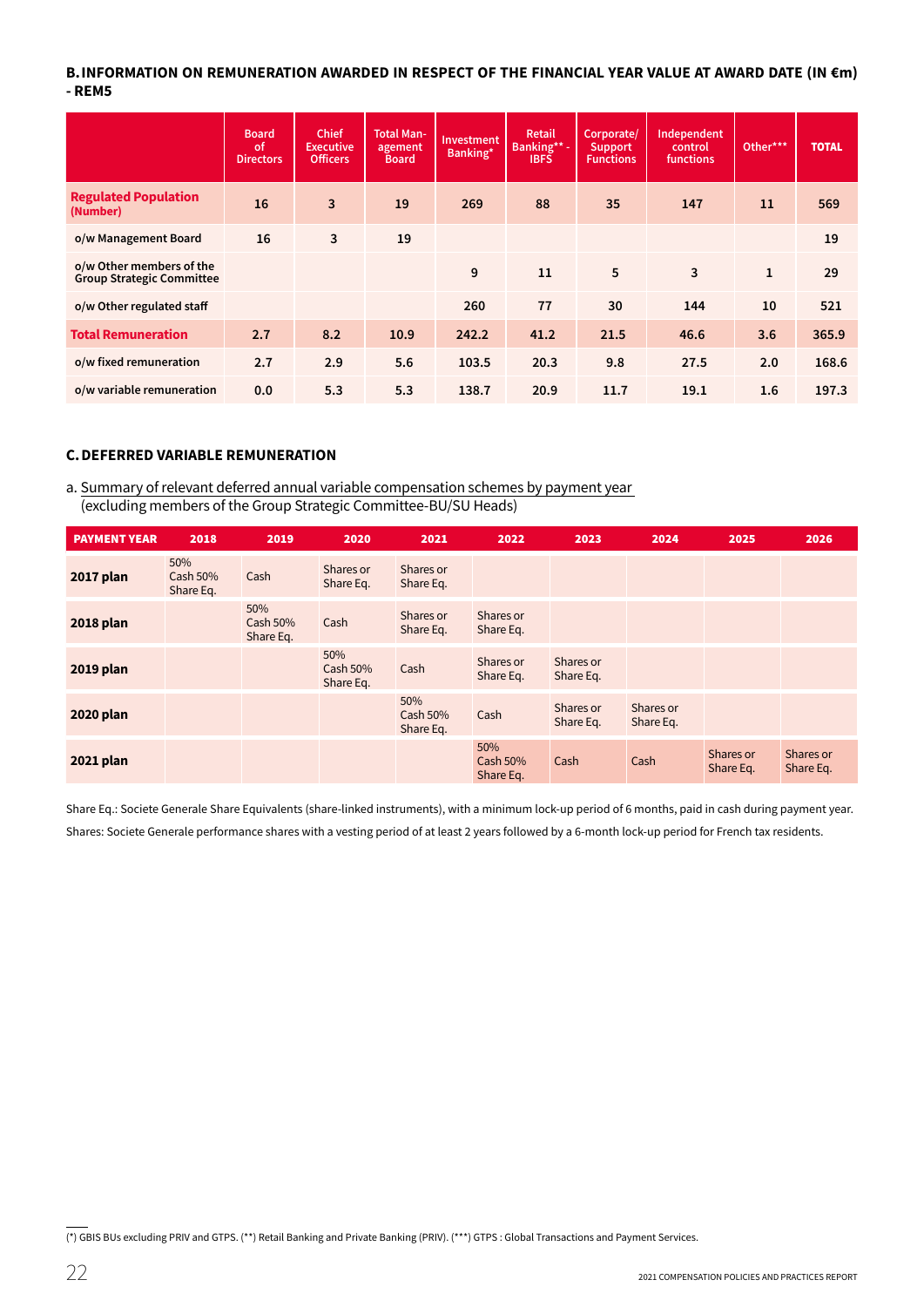## B. INFORMATION ON REMUNERATION AWARDED IN RESPECT OF THE FINANCIAL YEAR VALUE AT AWARD DATE (IN €m) - REM5

| | Board of Directors | Chief Executive Officers | Total Management Board | Investment Banking* | Retail Banking** - IBFS | Corporate/ Support Functions | Independent control functions | Other*** | TOTAL |
|---|---|---|---|---|---|---|---|---|---|
| **Regulated Population (Number)** | 16 | 3 | 19 | 269 | 88 | 35 | 147 | 11 | 569 |
| o/w Management Board | 16 | 3 | 19 | | | | | | 19 |
| o/w Other members of the Group Strategic Committee | | | | 9 | 11 | 5 | 3 | 1 | 29 |
| o/w Other regulated staff | | | | 260 | 77 | 30 | 144 | 10 | 521 |
| **Total Remuneration** | 2.7 | 8.2 | 10.9 | 242.2 | 41.2 | 21.5 | 46.6 | 3.6 | 365.9 |
| o/w fixed remuneration | 2.7 | 2.9 | 5.6 | 103.5 | 20.3 | 9.8 | 27.5 | 2.0 | 168.6 |
| o/w variable remuneration | 0.0 | 5.3 | 5.3 | 138.7 | 20.9 | 11.7 | 19.1 | 1.6 | 197.3 |

## C. DEFERRED VARIABLE REMUNERATION

a. Summary of relevant deferred annual variable compensation schemes by payment year (excluding members of the Group Strategic Committee-BU/SU Heads)

| PAYMENT YEAR | 2018 | 2019 | 2020 | 2021 | 2022 | 2023 | 2024 | 2025 | 2026 |
|---|---|---|---|---|---|---|---|---|---|
| **2017 plan** | 50% Cash 50% Share Eq. | Cash | Shares or Share Eq. | Shares or Share Eq. | | | | | |
| **2018 plan** | | 50% Cash 50% Share Eq. | Cash | Shares or Share Eq. | Shares or Share Eq. | | | | |
| **2019 plan** | | | 50% Cash 50% Share Eq. | Cash | Shares or Share Eq. | Shares or Share Eq. | | | |
| **2020 plan** | | | | 50% Cash 50% Share Eq. | Cash | Shares or Share Eq. | Shares or Share Eq. | | |
| **2021 plan** | | | | | 50% Cash 50% Share Eq. | Cash | Cash | Shares or Share Eq. | Shares or Share Eq. |

Share Eq.: Societe Generale Share Equivalents (share-linked instruments), with a minimum lock-up period of 6 months, paid in cash during payment year.

Shares: Societe Generale performance shares with a vesting period of at least 2 years followed by a 6-month lock-up period for French tax residents.

(*) GBIS BUs excluding PRIV and GTPS. (**) Retail Banking and Private Banking (PRIV). (***) GTPS : Global Transactions and Payment Services.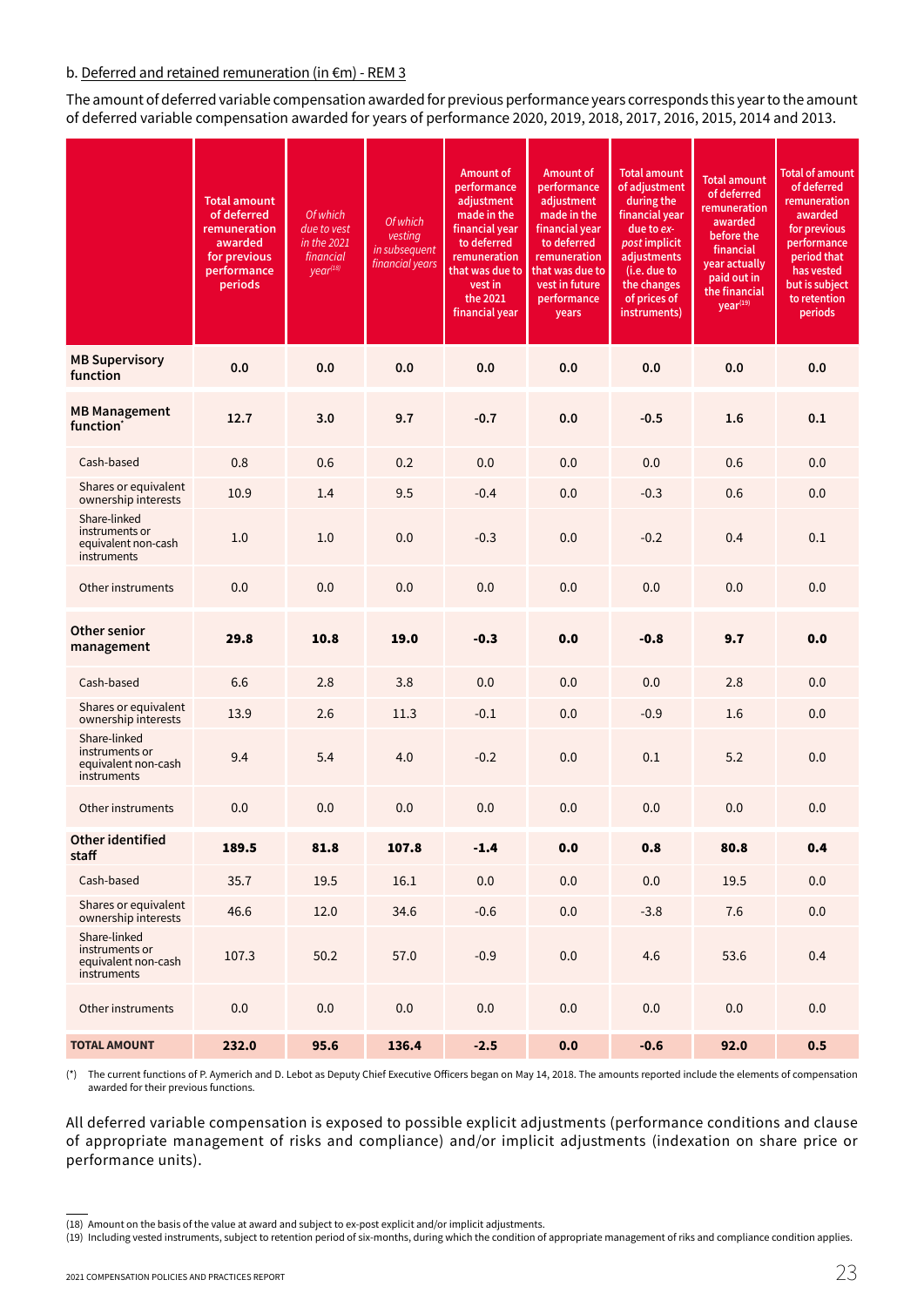b. Deferred and retained remuneration (in €m) - REM 3

The amount of deferred variable compensation awarded for previous performance years corresponds this year to the amount of deferred variable compensation awarded for years of performance 2020, 2019, 2018, 2017, 2016, 2015, 2014 and 2013.

| | Total amount of deferred remuneration awarded for previous performance periods | *Of which due to vest in the 2021 financial year[18]* | *Of which vesting in subsequent financial years* | Amount of performance adjustment made in the financial year to deferred remuneration that was due to vest in the 2021 financial year | Amount of performance adjustment made in the financial year to deferred remuneration that was due to vest in future performance years | Total amount of adjustment during the financial year due to *ex-post* implicit adjustments (i.e. due to the changes of prices of instruments) | Total amount of deferred remuneration awarded before the financial year actually paid out in the financial year[19] | Total of amount of deferred remuneration awarded for previous performance period that has vested but is subject to retention periods |
|---|---|---|---|---|---|---|---|---|
| **MB Supervisory function** | **0.0** | **0.0** | **0.0** | **0.0** | **0.0** | **0.0** | **0.0** | **0.0** |
| **MB Management function*** | **12.7** | **3.0** | **9.7** | **-0.7** | **0.0** | **-0.5** | **1.6** | **0.1** |
| Cash-based | 0.8 | 0.6 | 0.2 | 0.0 | 0.0 | 0.0 | 0.6 | 0.0 |
| Shares or equivalent ownership interests | 10.9 | 1.4 | 9.5 | -0.4 | 0.0 | -0.3 | 0.6 | 0.0 |
| Share-linked instruments or equivalent non-cash instruments | 1.0 | 1.0 | 0.0 | -0.3 | 0.0 | -0.2 | 0.4 | 0.1 |
| Other instruments | 0.0 | 0.0 | 0.0 | 0.0 | 0.0 | 0.0 | 0.0 | 0.0 |
| **Other senior management** | **29.8** | **10.8** | **19.0** | **-0.3** | **0.0** | **-0.8** | **9.7** | **0.0** |
| Cash-based | 6.6 | 2.8 | 3.8 | 0.0 | 0.0 | 0.0 | 2.8 | 0.0 |
| Shares or equivalent ownership interests | 13.9 | 2.6 | 11.3 | -0.1 | 0.0 | -0.9 | 1.6 | 0.0 |
| Share-linked instruments or equivalent non-cash instruments | 9.4 | 5.4 | 4.0 | -0.2 | 0.0 | 0.1 | 5.2 | 0.0 |
| Other instruments | 0.0 | 0.0 | 0.0 | 0.0 | 0.0 | 0.0 | 0.0 | 0.0 |
| **Other identified staff** | **189.5** | **81.8** | **107.8** | **-1.4** | **0.0** | **0.8** | **80.8** | **0.4** |
| Cash-based | 35.7 | 19.5 | 16.1 | 0.0 | 0.0 | 0.0 | 19.5 | 0.0 |
| Shares or equivalent ownership interests | 46.6 | 12.0 | 34.6 | -0.6 | 0.0 | -3.8 | 7.6 | 0.0 |
| Share-linked instruments or equivalent non-cash instruments | 107.3 | 50.2 | 57.0 | -0.9 | 0.0 | 4.6 | 53.6 | 0.4 |
| Other instruments | 0.0 | 0.0 | 0.0 | 0.0 | 0.0 | 0.0 | 0.0 | 0.0 |
| **TOTAL AMOUNT** | **232.0** | **95.6** | **136.4** | **-2.5** | **0.0** | **-0.6** | **92.0** | **0.5** |

(*) The current functions of P. Aymerich and D. Lebot as Deputy Chief Executive Officers began on May 14, 2018. The amounts reported include the elements of compensation awarded for their previous functions.

All deferred variable compensation is exposed to possible explicit adjustments (performance conditions and clause of appropriate management of risks and compliance) and/or implicit adjustments (indexation on share price or performance units).

(18) Amount on the basis of the value at award and subject to ex-post explicit and/or implicit adjustments.
(19) Including vested instruments, subject to retention period of six-months, during which the condition of appropriate management of riks and compliance condition applies.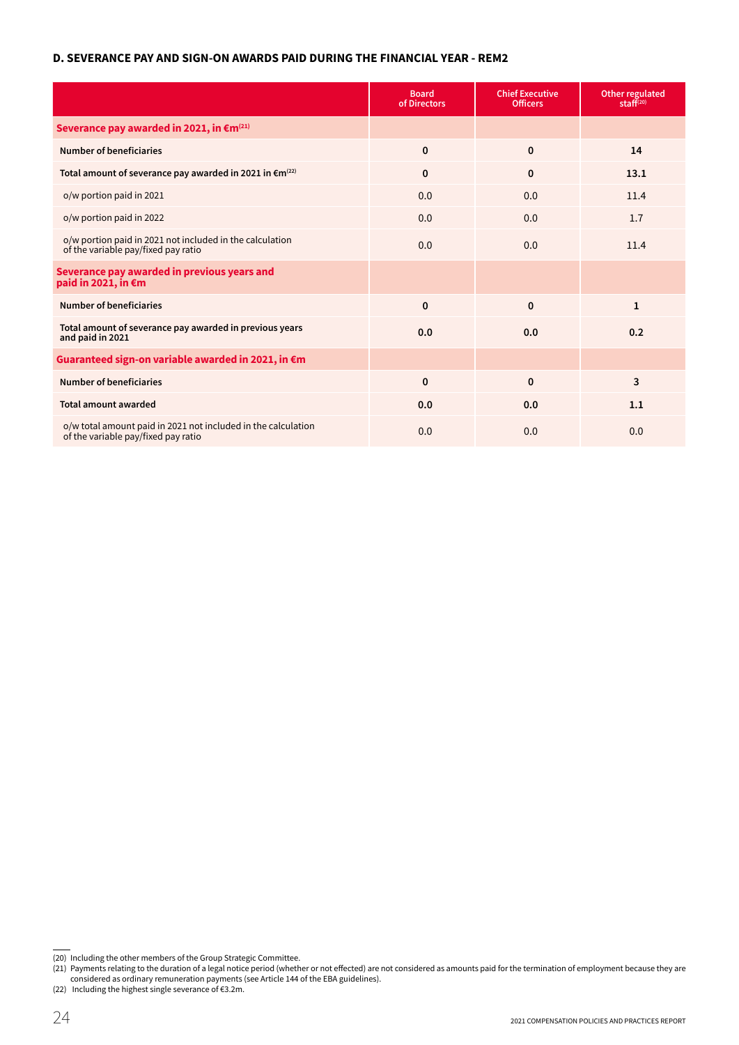### D. SEVERANCE PAY AND SIGN-ON AWARDS PAID DURING THE FINANCIAL YEAR - REM2

| | Board of Directors | Chief Executive Officers | Other regulated staff[20] |
|---|---|---|---|
| **Severance pay awarded in 2021, in €m[21]** | | | |
| **Number of beneficiaries** | **0** | **0** | **14** |
| **Total amount of severance pay awarded in 2021 in €m[22]** | **0** | **0** | **13.1** |
| o/w portion paid in 2021 | 0.0 | 0.0 | 11.4 |
| o/w portion paid in 2022 | 0.0 | 0.0 | 1.7 |
| o/w portion paid in 2021 not included in the calculation of the variable pay/fixed pay ratio | 0.0 | 0.0 | 11.4 |
| **Severance pay awarded in previous years and paid in 2021, in €m** | | | |
| **Number of beneficiaries** | **0** | **0** | **1** |
| **Total amount of severance pay awarded in previous years and paid in 2021** | **0.0** | **0.0** | **0.2** |
| **Guaranteed sign-on variable awarded in 2021, in €m** | | | |
| **Number of beneficiaries** | **0** | **0** | **3** |
| **Total amount awarded** | **0.0** | **0.0** | **1.1** |
| o/w total amount paid in 2021 not included in the calculation of the variable pay/fixed pay ratio | 0.0 | 0.0 | 0.0 |

(20) Including the other members of the Group Strategic Committee.

(21) Payments relating to the duration of a legal notice period (whether or not effected) are not considered as amounts paid for the termination of employment because they are considered as ordinary remuneration payments (see Article 144 of the EBA guidelines).

(22) Including the highest single severance of €3.2m.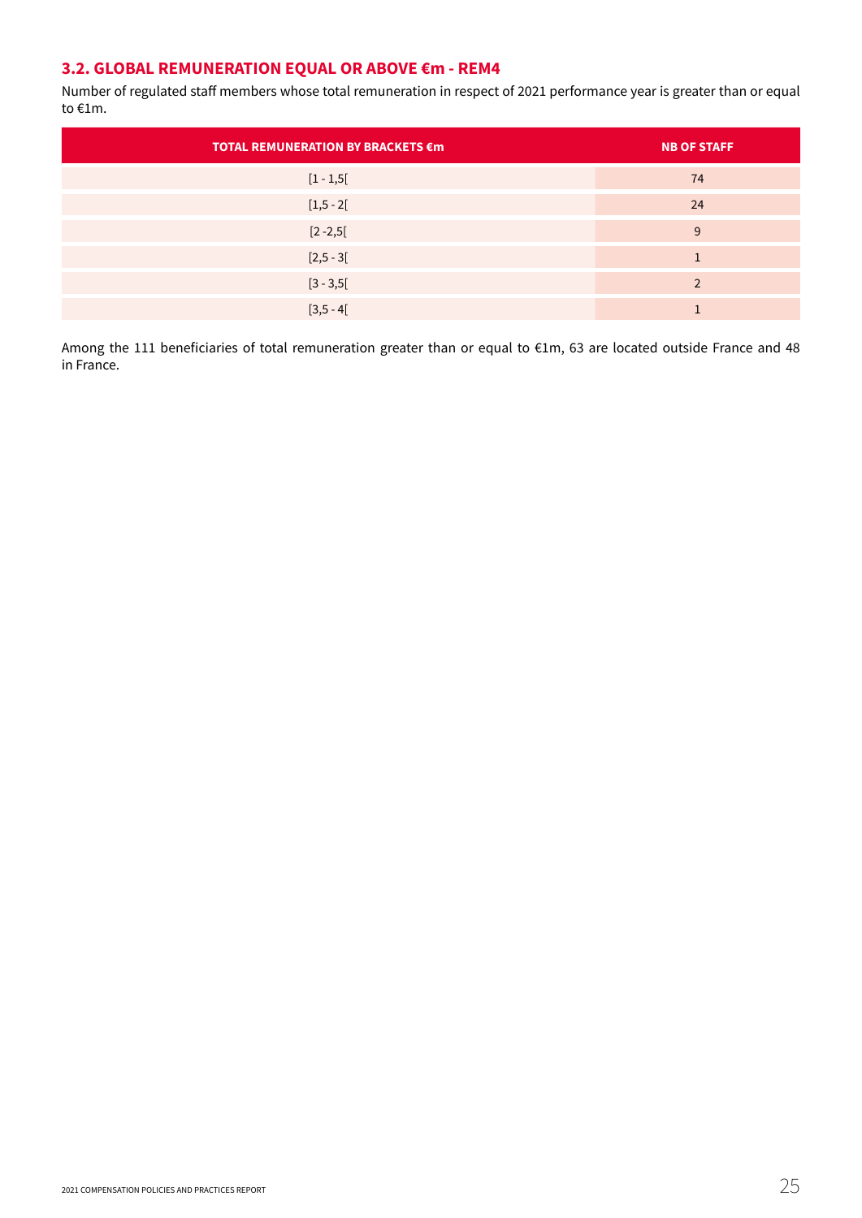### 3.2. GLOBAL REMUNERATION EQUAL OR ABOVE €m - REM4

Number of regulated staff members whose total remuneration in respect of 2021 performance year is greater than or equal to €1m.

| TOTAL REMUNERATION BY BRACKETS €m | NB OF STAFF |
| --- | --- |
| [1 - 1,5[ | 74 |
| [1,5 - 2[ | 24 |
| [2 -2,5[ | 9 |
| [2,5 - 3[ | 1 |
| [3 - 3,5[ | 2 |
| [3,5 - 4[ | 1 |

Among the 111 beneficiaries of total remuneration greater than or equal to €1m, 63 are located outside France and 48 in France.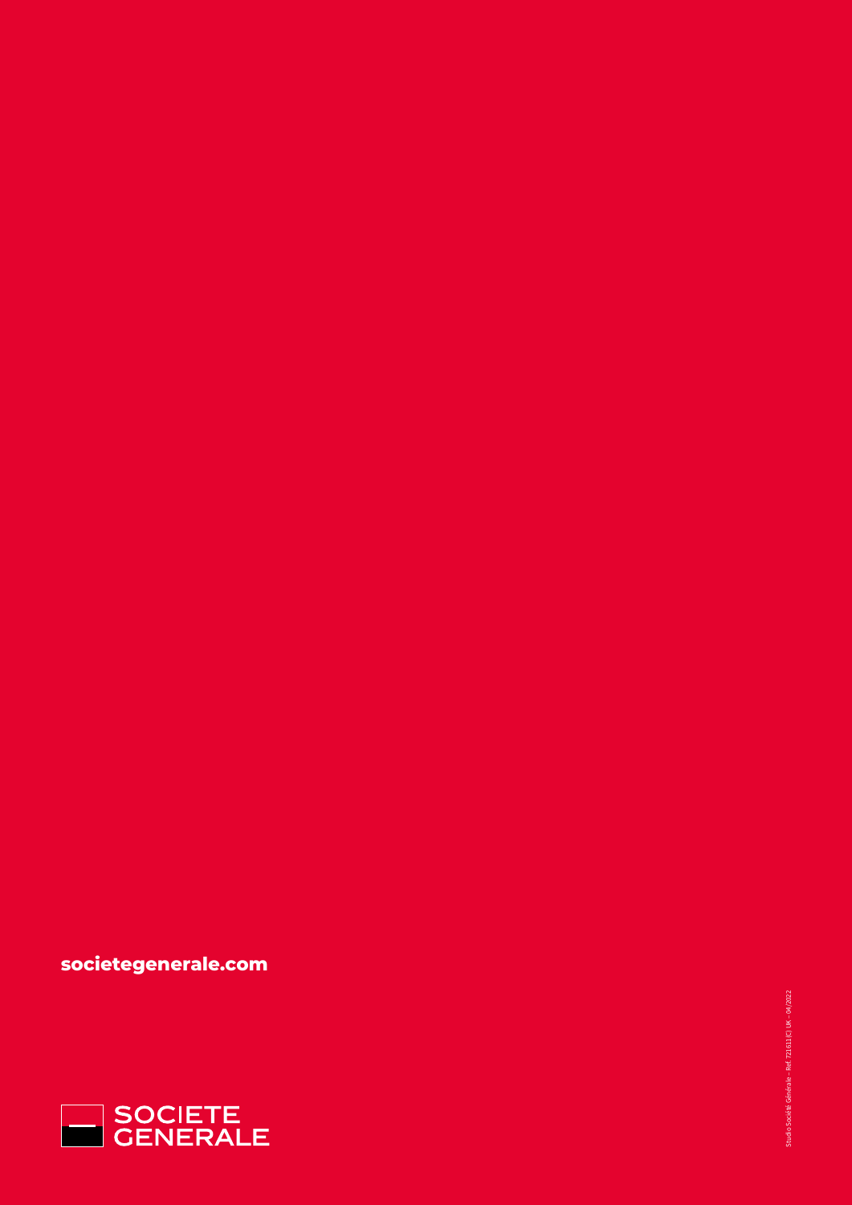**societegenerale.com**

SOCIETE GENERALE

Studio Société Générale – Réf. 721611(C) UK – 04/2022